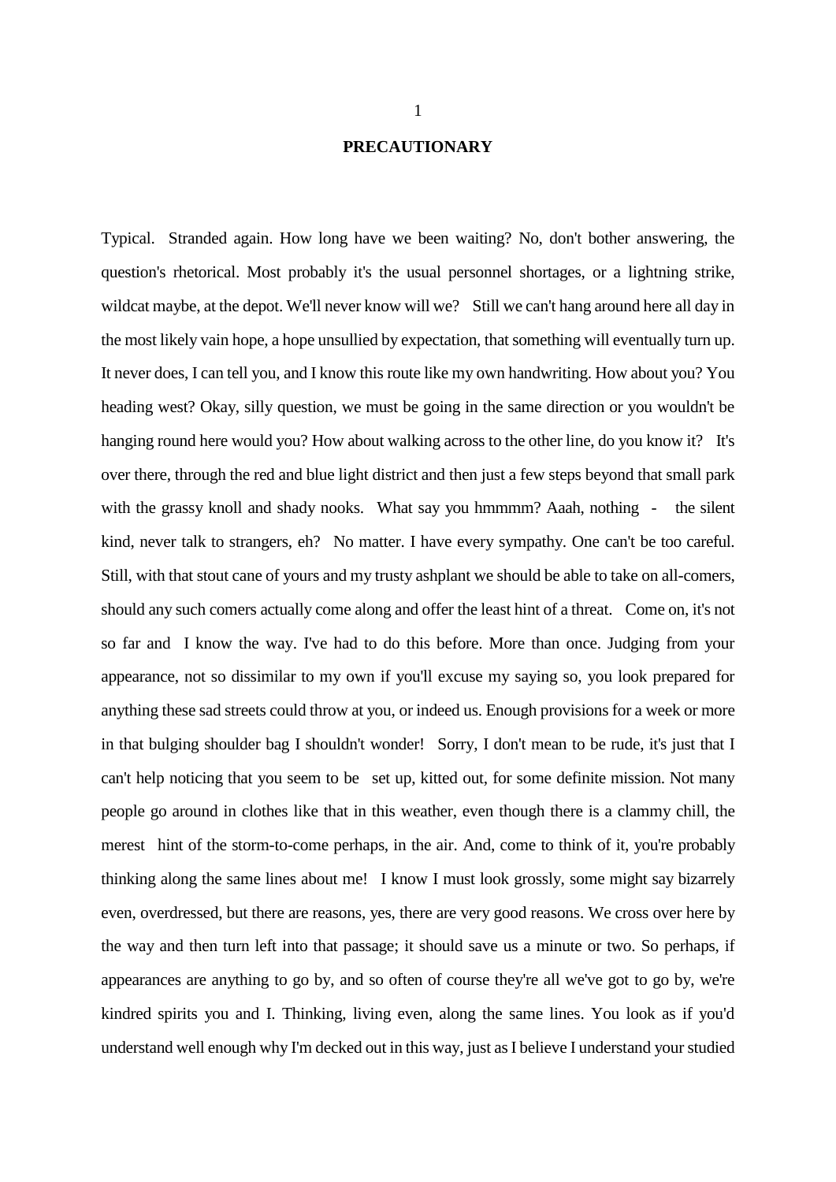# PRECAUTIONARY

Typical. Stranded again. How long have we been waiting? No, don't bother answering, the question's rhetorical. Most probably it's the usual personnel shortages, or a lightning strike, wildcat maybe, at the depot. We'll never know will we? Still we can't hang around here all day in the most likely vain hope, a hope unsullied by expectation, that something will eventually turn up. It never does, I can tell you, and I know this route like my own handwriting. How about you? You heading west? Okay, silly question, we must be going in the same direction or you wouldn't be hanging round here would you? How about walking across to the other line, do you know it? It's over there, through the red and blue light district and then just a few steps beyond that small park with the grassy knoll and shady nooks. What say you hmmmm? Aaah, nothing - the silent kind, never talk to strangers, eh? No matter. I have every sympathy. One can't be too careful. Still, with that stout cane of yours and my trusty ashplant we should be able to take on all-comers, should any such comers actually come along and offer the least hint of a threat. Come on, it's not so far and I know the way. I've had to do this before. More than once. Judging from your appearance, not so dissimilar to my own if you'll excuse my saying so, you look prepared for anything these sad streets could throw at you, or indeed us. Enough provisions for a week or more in that bulging shoulder bag I shouldn't wonder! Sorry, I don't mean to be rude, it's just that I can't help noticing that you seem to be set up, kitted out, for some definite mission. Not many people go around in clothes like that in this weather, even though there is a clammy chill, the merest hint of the storm-to-come perhaps, in the air. And, come to think of it, you're probably thinking along the same lines about me! I know I must look grossly, some might say bizarrely even, overdressed, but there are reasons, yes, there are very good reasons. We cross over here by the way and then turn left into that passage; it should save us a minute or two. So perhaps, if appearances are anything to go by, and so often of course they're all we've got to go by, we're kindred spirits you and I. Thinking, living even, along the same lines. You look as if you'd understand well enough why I'm decked out in this way, just as I believe I understand your studied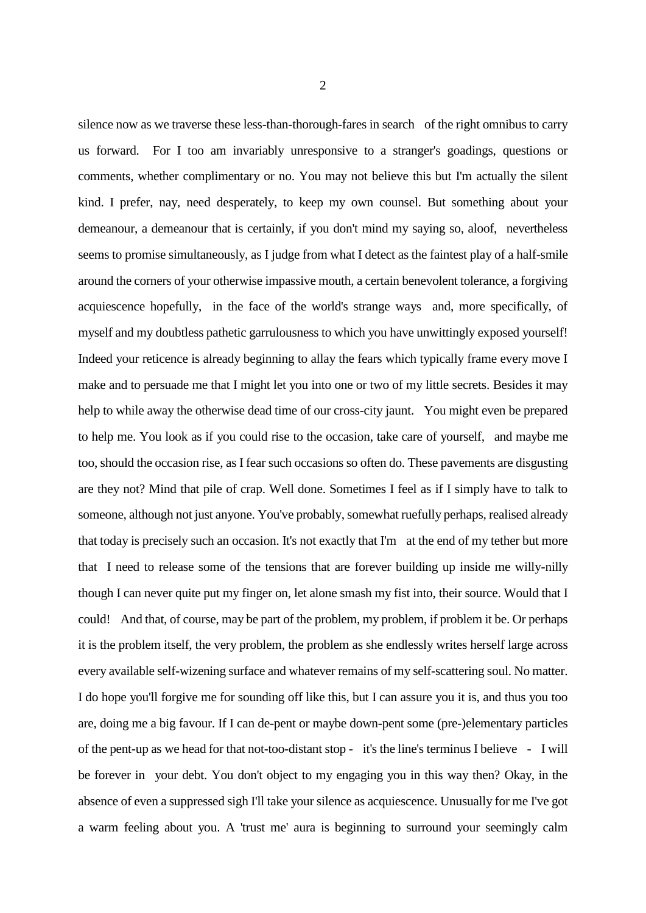silence now as we traverse these less-than-thorough-fares in search of the right omnibus to carry us forward. For I too am invariably unresponsive to a stranger's goadings, questions or comments, whether complimentary or no. You may not believe this but I'm actually the silent kind. I prefer, nay, need desperately, to keep my own counsel. But something about your demeanour, a demeanour that is certainly, if you don't mind my saying so, aloof, nevertheless seems to promise simultaneously, as I judge from what I detect as the faintest play of a half-smile around the corners of your otherwise impassive mouth, a certain benevolent tolerance, a forgiving acquiescence hopefully, in the face of the world's strange ways and, more specifically, of myself and my doubtless pathetic garrulousness to which you have unwittingly exposed yourself! Indeed your reticence is already beginning to allay the fears which typically frame every move I make and to persuade me that I might let you into one or two of my little secrets. Besides it may help to while away the otherwise dead time of our cross-city jaunt. You might even be prepared to help me. You look as if you could rise to the occasion, take care of yourself, and maybe me too, should the occasion rise, as I fear such occasions so often do. These pavements are disgusting are they not? Mind that pile of crap. Well done. Sometimes I feel as if I simply have to talk to someone, although not just anyone. You've probably, somewhat ruefully perhaps, realised already that today is precisely such an occasion. It's not exactly that I'm at the end of my tether but more that I need to release some of the tensions that are forever building up inside me willy-nilly though I can never quite put my finger on, let alone smash my fist into, their source. Would that I could! And that, of course, may be part of the problem, my problem, if problem it be. Or perhaps it is the problem itself, the very problem, the problem as she endlessly writes herself large across every available self-wizening surface and whatever remains of my self-scattering soul. No matter. I do hope you'll forgive me for sounding off like this, but I can assure you it is, and thus you too are, doing me a big favour. If I can de-pent or maybe down-pent some (pre-)elementary particles of the pent-up as we head for that not-too-distant stop - it's the line's terminus I believe - I will be forever in your debt. You don't object to my engaging you in this way then? Okay, in the absence of even a suppressed sigh I'll take your silence as acquiescence. Unusually for me I've got a warm feeling about you. A 'trust me' aura is beginning to surround your seemingly calm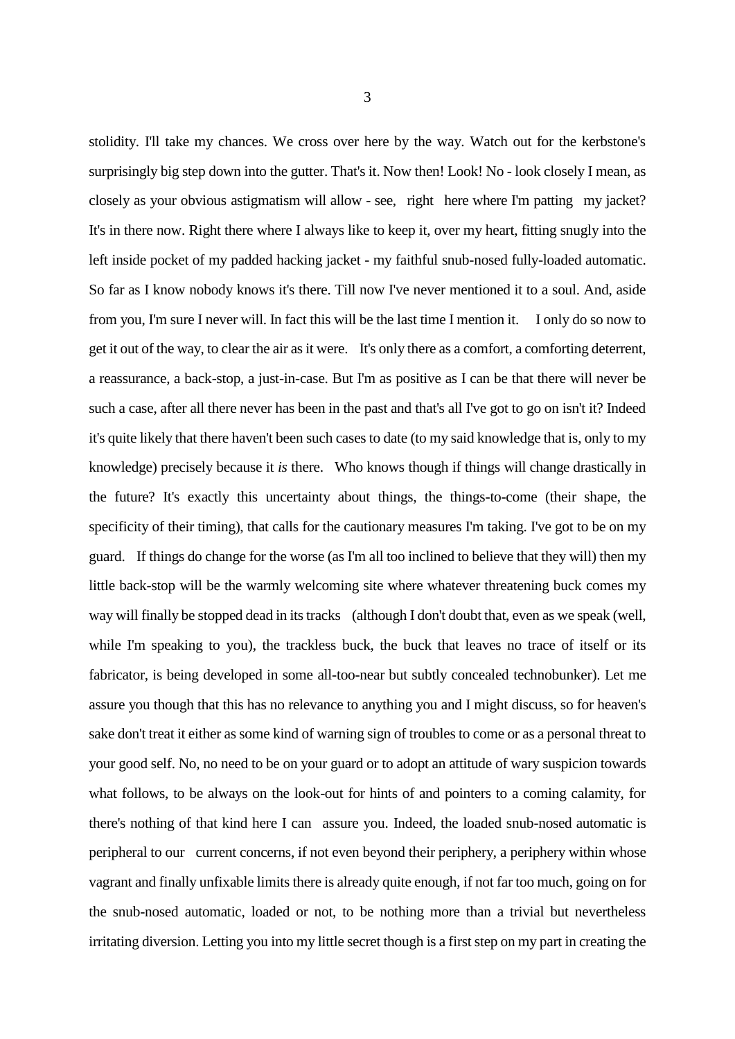stolidity. I'll take my chances. We cross over here by the way. Watch out for the kerbstone's surprisingly big step down into the gutter. That's it. Now then! Look! No - look closely I mean, as closely as your obvious astigmatism will allow - see, right here where I'm patting my jacket? It's in there now. Right there where I always like to keep it, over my heart, fitting snugly into the left inside pocket of my padded hacking jacket - my faithful snub-nosed fully-loaded automatic. So far as I know nobody knows it's there. Till now I've never mentioned it to a soul. And, aside from you, I'm sure I never will. In fact this will be the last time I mention it. I only do so now to get it out of the way, to clear the air as it were. It's only there as a comfort, a comforting deterrent, a reassurance, a back-stop, a just-in-case. But I'm as positive as I can be that there will never be such a case, after all there never has been in the past and that's all I've got to go on isn't it? Indeed it's quite likely that there haven't been such cases to date (to my said knowledge that is, only to my knowledge) precisely because it *is* there. Who knows though if things will change drastically in the future? It's exactly this uncertainty about things, the things-to-come (their shape, the specificity of their timing), that calls for the cautionary measures I'm taking. I've got to be on my guard. If things do change for the worse (as I'm all too inclined to believe that they will) then my little back-stop will be the warmly welcoming site where whatever threatening buck comes my way will finally be stopped dead in its tracks (although I don't doubt that, even as we speak (well, while I'm speaking to you), the trackless buck, the buck that leaves no trace of itself or its fabricator, is being developed in some all-too-near but subtly concealed technobunker). Let me assure you though that this has no relevance to anything you and I might discuss, so for heaven's sake don't treat it either as some kind of warning sign of troubles to come or as a personal threat to your good self. No, no need to be on your guard or to adopt an attitude of wary suspicion towards what follows, to be always on the look-out for hints of and pointers to a coming calamity, for there's nothing of that kind here I can assure you. Indeed, the loaded snub-nosed automatic is peripheral to our current concerns, if not even beyond their periphery, a periphery within whose vagrant and finally unfixable limits there is already quite enough, if not far too much, going on for the snub-nosed automatic, loaded or not, to be nothing more than a trivial but nevertheless irritating diversion. Letting you into my little secret though is a first step on my part in creating the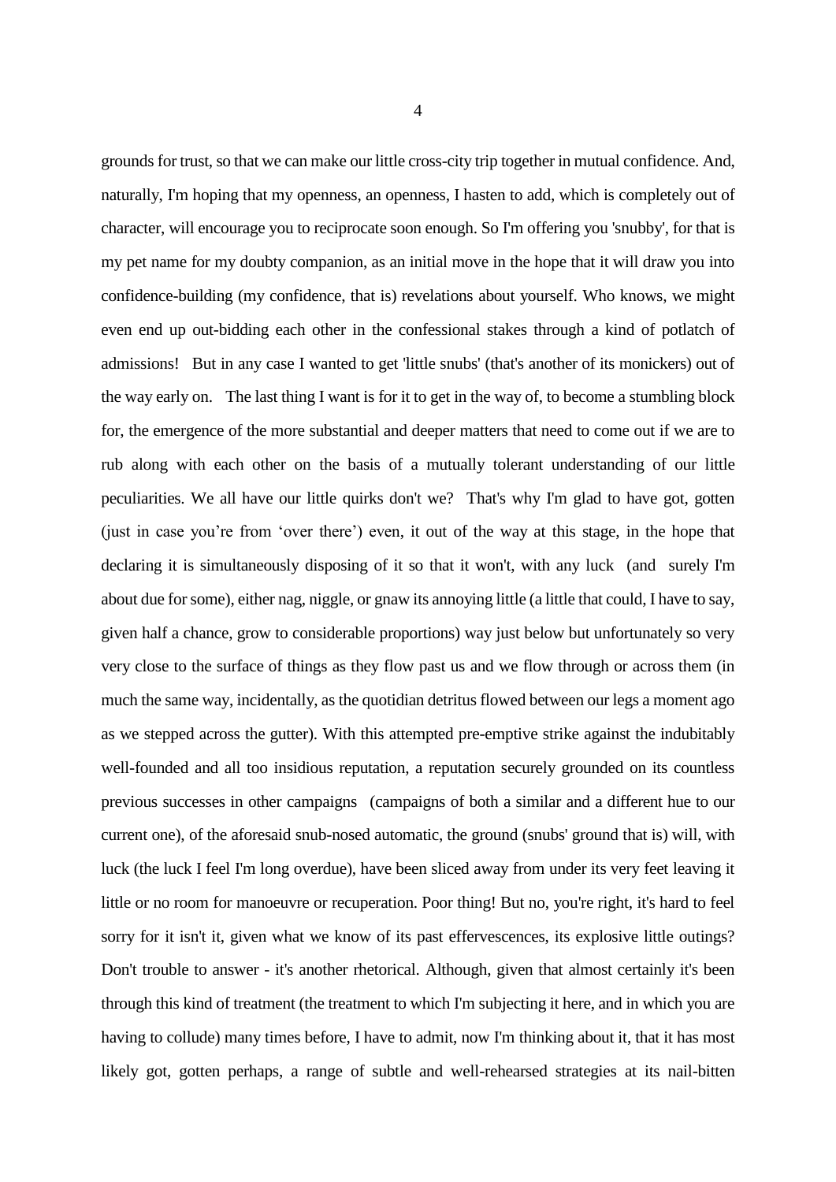grounds for trust, so that we can make our little cross-city trip together in mutual confidence. And, naturally, I'm hoping that my openness, an openness, I hasten to add, which is completely out of character, will encourage you to reciprocate soon enough. So I'm offering you 'snubby', for that is my pet name for my doubty companion, as an initial move in the hope that it will draw you into confidence-building (my confidence, that is) revelations about yourself. Who knows, we might even end up out-bidding each other in the confessional stakes through a kind of potlatch of admissions! But in any case I wanted to get 'little snubs' (that's another of its monickers) out of the way early on. The last thing I want is for it to get in the way of, to become a stumbling block for, the emergence of the more substantial and deeper matters that need to come out if we are to rub along with each other on the basis of a mutually tolerant understanding of our little peculiarities. We all have our little quirks don't we? That's why I'm glad to have got, gotten (just in case you're from 'over there') even, it out of the way at this stage, in the hope that declaring it is simultaneously disposing of it so that it won't, with any luck (and surely I'm about due for some), either nag, niggle, or gnaw its annoying little (a little that could, I have to say, given half a chance, grow to considerable proportions) way just below but unfortunately so very very close to the surface of things as they flow past us and we flow through or across them (in much the same way, incidentally, as the quotidian detritus flowed between our legs a moment ago as we stepped across the gutter). With this attempted pre-emptive strike against the indubitably well-founded and all too insidious reputation, a reputation securely grounded on its countless previous successes in other campaigns (campaigns of both a similar and a different hue to our current one), of the aforesaid snub-nosed automatic, the ground (snubs' ground that is) will, with luck (the luck I feel I'm long overdue), have been sliced away from under its very feet leaving it little or no room for manoeuvre or recuperation. Poor thing! But no, you're right, it's hard to feel sorry for it isn't it, given what we know of its past effervescences, its explosive little outings? Don't trouble to answer - it's another rhetorical. Although, given that almost certainly it's been through this kind of treatment (the treatment to which I'm subjecting it here, and in which you are having to collude) many times before, I have to admit, now I'm thinking about it, that it has most likely got, gotten perhaps, a range of subtle and well-rehearsed strategies at its nail-bitten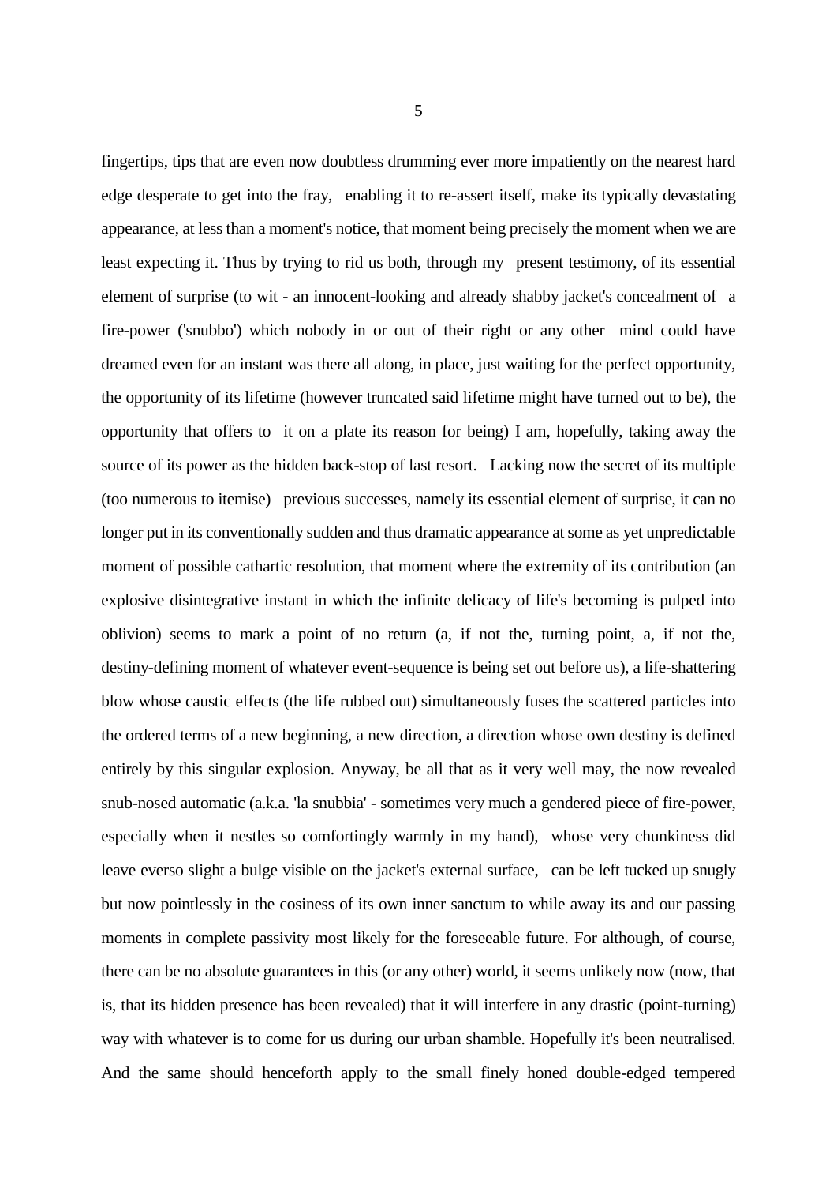fingertips, tips that are even now doubtless drumming ever more impatiently on the nearest hard edge desperate to get into the fray, enabling it to re-assert itself, make its typically devastating appearance, at less than a moment's notice, that moment being precisely the moment when we are least expecting it. Thus by trying to rid us both, through my present testimony, of its essential element of surprise (to wit - an innocent-looking and already shabby jacket's concealment of a fire-power ('snubbo') which nobody in or out of their right or any other mind could have dreamed even for an instant was there all along, in place, just waiting for the perfect opportunity, the opportunity of its lifetime (however truncated said lifetime might have turned out to be), the opportunity that offers to it on a plate its reason for being) I am, hopefully, taking away the source of its power as the hidden back-stop of last resort. Lacking now the secret of its multiple (too numerous to itemise) previous successes, namely its essential element of surprise, it can no longer put in its conventionally sudden and thus dramatic appearance at some as yet unpredictable moment of possible cathartic resolution, that moment where the extremity of its contribution (an explosive disintegrative instant in which the infinite delicacy of life's becoming is pulped into oblivion) seems to mark a point of no return (a, if not the, turning point, a, if not the, destiny-defining moment of whatever event-sequence is being set out before us), a life-shattering blow whose caustic effects (the life rubbed out) simultaneously fuses the scattered particles into the ordered terms of a new beginning, a new direction, a direction whose own destiny is defined entirely by this singular explosion. Anyway, be all that as it very well may, the now revealed snub-nosed automatic (a.k.a. 'la snubbia' - sometimes very much a gendered piece of fire-power, especially when it nestles so comfortingly warmly in my hand), whose very chunkiness did leave everso slight a bulge visible on the jacket's external surface, can be left tucked up snugly but now pointlessly in the cosiness of its own inner sanctum to while away its and our passing moments in complete passivity most likely for the foreseeable future. For although, of course, there can be no absolute guarantees in this (or any other) world, it seems unlikely now (now, that is, that its hidden presence has been revealed) that it will interfere in any drastic (point-turning) way with whatever is to come for us during our urban shamble. Hopefully it's been neutralised. And the same should henceforth apply to the small finely honed double-edged tempered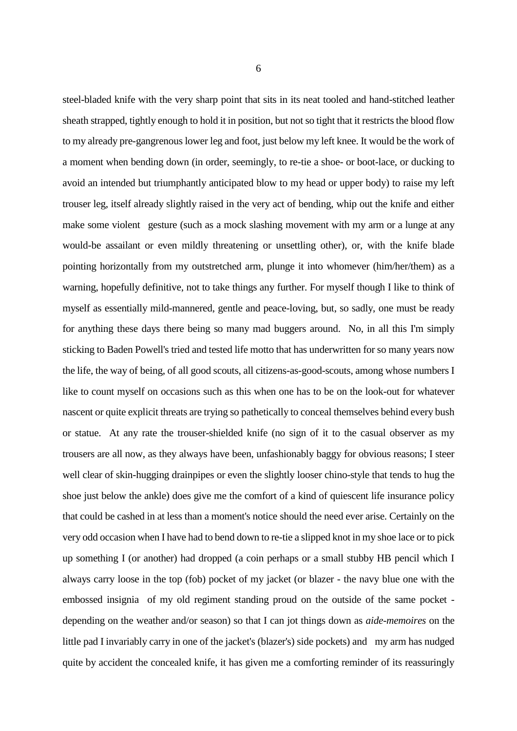steel-bladed knife with the very sharp point that sits in its neat tooled and hand-stitched leather sheath strapped, tightly enough to hold it in position, but not so tight that it restricts the blood flow to my already pre-gangrenous lower leg and foot, just below my left knee. It would be the work of a moment when bending down (in order, seemingly, to re-tie a shoe- or boot-lace, or ducking to avoid an intended but triumphantly anticipated blow to my head or upper body) to raise my left trouser leg, itself already slightly raised in the very act of bending, whip out the knife and either make some violent gesture (such as a mock slashing movement with my arm or a lunge at any would-be assailant or even mildly threatening or unsettling other), or, with the knife blade pointing horizontally from my outstretched arm, plunge it into whomever (him/her/them) as a warning, hopefully definitive, not to take things any further. For myself though I like to think of myself as essentially mild-mannered, gentle and peace-loving, but, so sadly, one must be ready for anything these days there being so many mad buggers around. No, in all this I'm simply sticking to Baden Powell's tried and tested life motto that has underwritten for so many years now the life, the way of being, of all good scouts, all citizens-as-good-scouts, among whose numbers I like to count myself on occasions such as this when one has to be on the look-out for whatever nascent or quite explicit threats are trying so pathetically to conceal themselves behind every bush or statue. At any rate the trouser-shielded knife (no sign of it to the casual observer as my trousers are all now, as they always have been, unfashionably baggy for obvious reasons; I steer well clear of skin-hugging drainpipes or even the slightly looser chino-style that tends to hug the shoe just below the ankle) does give me the comfort of a kind of quiescent life insurance policy that could be cashed in at less than a moment's notice should the need ever arise. Certainly on the very odd occasion when I have had to bend down to re-tie a slipped knot in my shoe lace or to pick up something I (or another) had dropped (a coin perhaps or a small stubby HB pencil which I always carry loose in the top (fob) pocket of my jacket (or blazer - the navy blue one with the embossed insignia of my old regiment standing proud on the outside of the same pocket - depending on the weather and/or season) so that I can jot things down as *aide-memoires* on the little pad I invariably carry in one of the jacket's (blazer's) side pockets) and my arm has nudged quite by accident the concealed knife, it has given me a comforting reminder of its reassuringly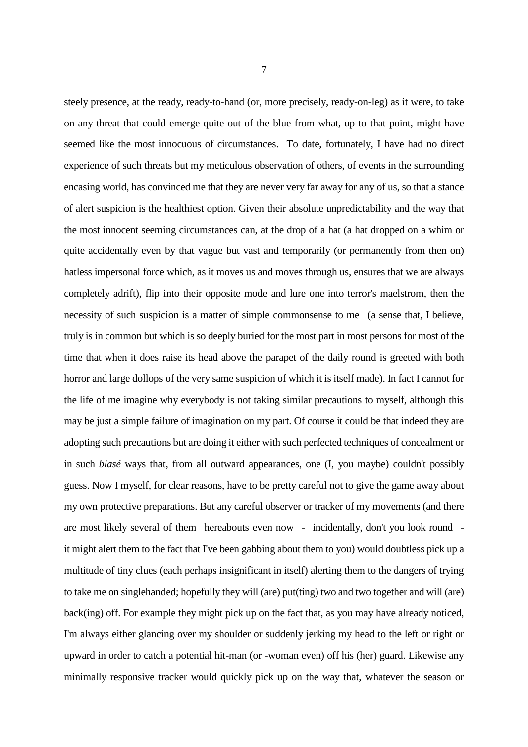steely presence, at the ready, ready-to-hand (or, more precisely, ready-on-leg) as it were, to take on any threat that could emerge quite out of the blue from what, up to that point, might have seemed like the most innocuous of circumstances. To date, fortunately, I have had no direct experience of such threats but my meticulous observation of others, of events in the surrounding encasing world, has convinced me that they are never very far away for any of us, so that a stance of alert suspicion is the healthiest option. Given their absolute unpredictability and the way that the most innocent seeming circumstances can, at the drop of a hat (a hat dropped on a whim or quite accidentally even by that vague but vast and temporarily (or permanently from then on) hatless impersonal force which, as it moves us and moves through us, ensures that we are always completely adrift), flip into their opposite mode and lure one into terror's maelstrom, then the necessity of such suspicion is a matter of simple commonsense to me (a sense that, I believe, truly is in common but which is so deeply buried for the most part in most persons for most of the time that when it does raise its head above the parapet of the daily round is greeted with both horror and large dollops of the very same suspicion of which it is itself made). In fact I cannot for the life of me imagine why everybody is not taking similar precautions to myself, although this may be just a simple failure of imagination on my part. Of course it could be that indeed they are adopting such precautions but are doing it either with such perfected techniques of concealment or in such *blasé* ways that, from all outward appearances, one (I, you maybe) couldn't possibly guess. Now I myself, for clear reasons, have to be pretty careful not to give the game away about my own protective preparations. But any careful observer or tracker of my movements (and there are most likely several of them hereabouts even now - incidentally, don't you look round - it might alert them to the fact that I've been gabbing about them to you) would doubtless pick up a multitude of tiny clues (each perhaps insignificant in itself) alerting them to the dangers of trying to take me on singlehanded; hopefully they will (are) put(ting) two and two together and will (are) back(ing) off. For example they might pick up on the fact that, as you may have already noticed, I'm always either glancing over my shoulder or suddenly jerking my head to the left or right or upward in order to catch a potential hit-man (or -woman even) off his (her) guard. Likewise any minimally responsive tracker would quickly pick up on the way that, whatever the season or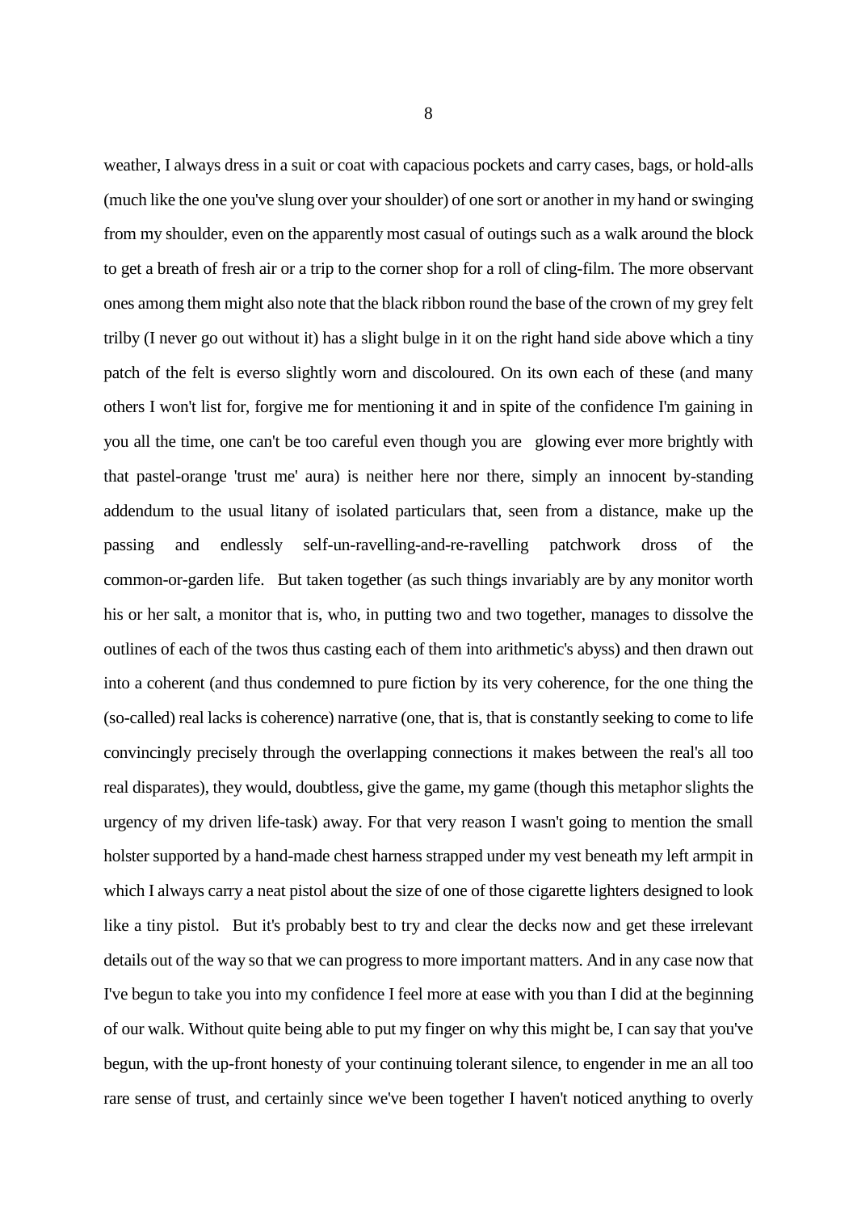weather, I always dress in a suit or coat with capacious pockets and carry cases, bags, or hold-alls (much like the one you've slung over your shoulder) of one sort or another in my hand or swinging from my shoulder, even on the apparently most casual of outings such as a walk around the block to get a breath of fresh air or a trip to the corner shop for a roll of cling-film. The more observant ones among them might also note that the black ribbon round the base of the crown of my grey felt trilby (I never go out without it) has a slight bulge in it on the right hand side above which a tiny patch of the felt is everso slightly worn and discoloured. On its own each of these (and many others I won't list for, forgive me for mentioning it and in spite of the confidence I'm gaining in you all the time, one can't be too careful even though you are glowing ever more brightly with that pastel-orange 'trust me' aura) is neither here nor there, simply an innocent by-standing addendum to the usual litany of isolated particulars that, seen from a distance, make up the passing and endlessly self-un-ravelling-and-re-ravelling patchwork dross of the common-or-garden life. But taken together (as such things invariably are by any monitor worth his or her salt, a monitor that is, who, in putting two and two together, manages to dissolve the outlines of each of the twos thus casting each of them into arithmetic's abyss) and then drawn out into a coherent (and thus condemned to pure fiction by its very coherence, for the one thing the (so-called) real lacks is coherence) narrative (one, that is, that is constantly seeking to come to life convincingly precisely through the overlapping connections it makes between the real's all too real disparates), they would, doubtless, give the game, my game (though this metaphor slights the urgency of my driven life-task) away. For that very reason I wasn't going to mention the small holster supported by a hand-made chest harness strapped under my vest beneath my left armpit in which I always carry a neat pistol about the size of one of those cigarette lighters designed to look like a tiny pistol. But it's probably best to try and clear the decks now and get these irrelevant details out of the way so that we can progress to more important matters. And in any case now that I've begun to take you into my confidence I feel more at ease with you than I did at the beginning of our walk. Without quite being able to put my finger on why this might be, I can say that you've begun, with the up-front honesty of your continuing tolerant silence, to engender in me an all too rare sense of trust, and certainly since we've been together I haven't noticed anything to overly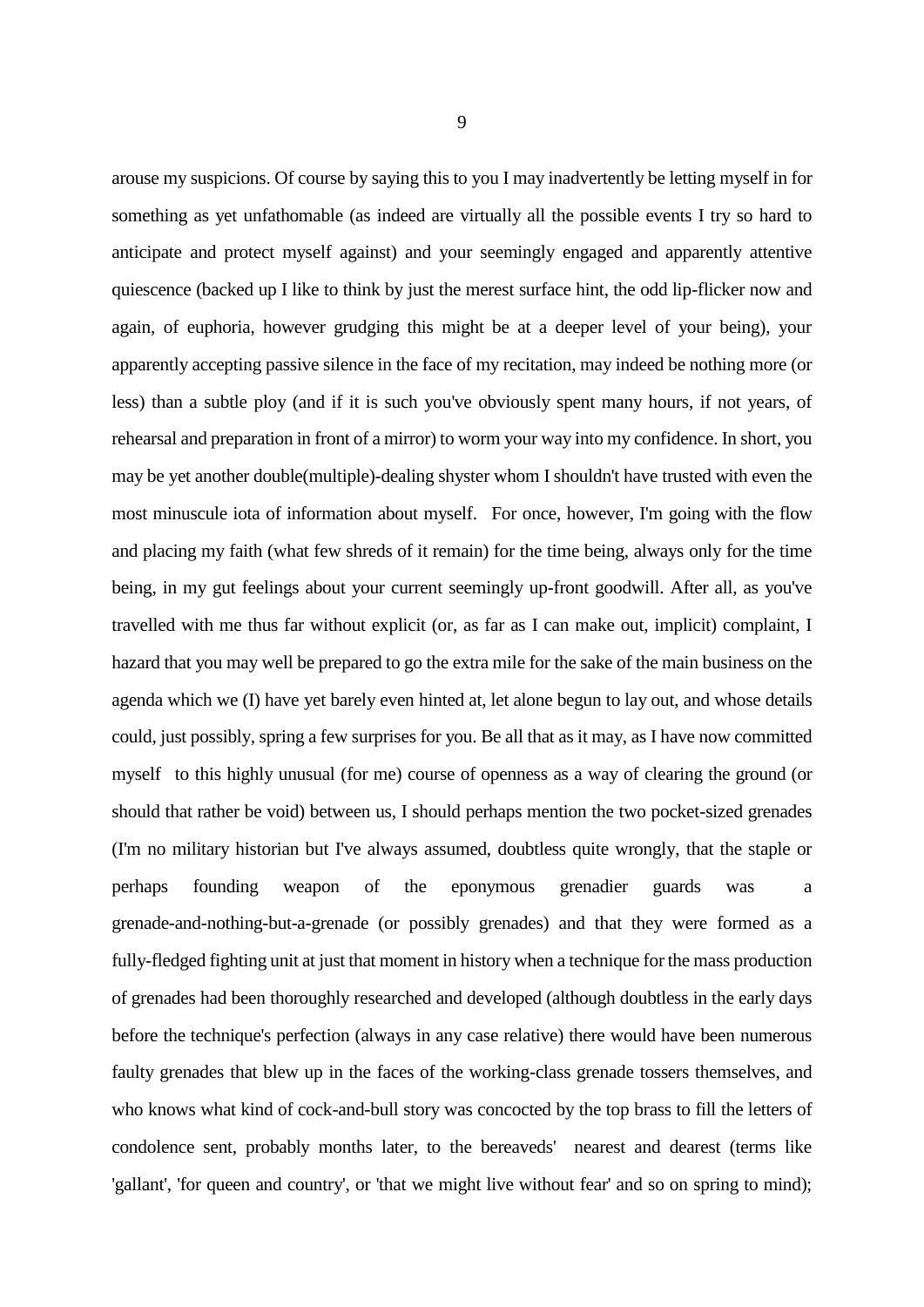arouse my suspicions. Of course by saying this to you I may inadvertently be letting myself in for something as yet unfathomable (as indeed are virtually all the possible events I try so hard to anticipate and protect myself against) and your seemingly engaged and apparently attentive quiescence (backed up I like to think by just the merest surface hint, the odd lip-flicker now and again, of euphoria, however grudging this might be at a deeper level of your being), your apparently accepting passive silence in the face of my recitation, may indeed be nothing more (or less) than a subtle ploy (and if it is such you've obviously spent many hours, if not years, of rehearsal and preparation in front of a mirror) to worm your way into my confidence. In short, you may be yet another double(multiple)-dealing shyster whom I shouldn't have trusted with even the most minuscule iota of information about myself. For once, however, I'm going with the flow and placing my faith (what few shreds of it remain) for the time being, always only for the time being, in my gut feelings about your current seemingly up-front goodwill. After all, as you've travelled with me thus far without explicit (or, as far as I can make out, implicit) complaint, I hazard that you may well be prepared to go the extra mile for the sake of the main business on the agenda which we (I) have yet barely even hinted at, let alone begun to lay out, and whose details could, just possibly, spring a few surprises for you. Be all that as it may, as I have now committed myself to this highly unusual (for me) course of openness as a way of clearing the ground (or should that rather be void) between us, I should perhaps mention the two pocket-sized grenades (I'm no military historian but I've always assumed, doubtless quite wrongly, that the staple or perhaps founding weapon of the eponymous grenadier guards was a grenade-and-nothing-but-a-grenade (or possibly grenades) and that they were formed as a fully-fledged fighting unit at just that moment in history when a technique for the mass production of grenades had been thoroughly researched and developed (although doubtless in the early days before the technique's perfection (always in any case relative) there would have been numerous faulty grenades that blew up in the faces of the working-class grenade tossers themselves, and who knows what kind of cock-and-bull story was concocted by the top brass to fill the letters of condolence sent, probably months later, to the bereaveds' nearest and dearest (terms like 'gallant', 'for queen and country', or 'that we might live without fear' and so on spring to mind);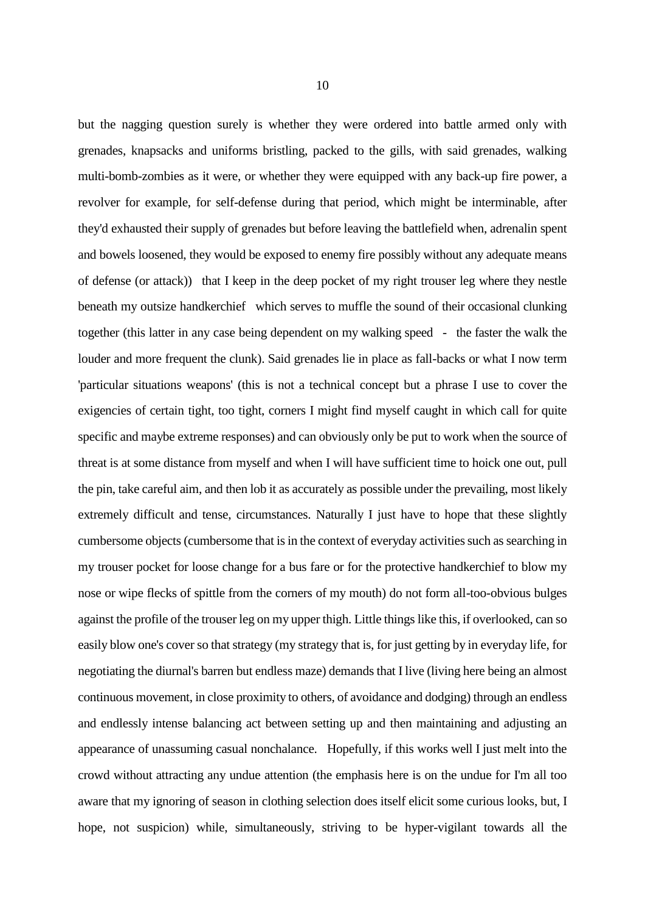but the nagging question surely is whether they were ordered into battle armed only with grenades, knapsacks and uniforms bristling, packed to the gills, with said grenades, walking multi-bomb-zombies as it were, or whether they were equipped with any back-up fire power, a revolver for example, for self-defense during that period, which might be interminable, after they'd exhausted their supply of grenades but before leaving the battlefield when, adrenalin spent and bowels loosened, they would be exposed to enemy fire possibly without any adequate means of defense (or attack)) that I keep in the deep pocket of my right trouser leg where they nestle beneath my outsize handkerchief which serves to muffle the sound of their occasional clunking together (this latter in any case being dependent on my walking speed - the faster the walk the louder and more frequent the clunk). Said grenades lie in place as fall-backs or what I now term 'particular situations weapons' (this is not a technical concept but a phrase I use to cover the exigencies of certain tight, too tight, corners I might find myself caught in which call for quite specific and maybe extreme responses) and can obviously only be put to work when the source of threat is at some distance from myself and when I will have sufficient time to hoick one out, pull the pin, take careful aim, and then lob it as accurately as possible under the prevailing, most likely extremely difficult and tense, circumstances. Naturally I just have to hope that these slightly cumbersome objects (cumbersome that is in the context of everyday activities such as searching in my trouser pocket for loose change for a bus fare or for the protective handkerchief to blow my nose or wipe flecks of spittle from the corners of my mouth) do not form all-too-obvious bulges against the profile of the trouser leg on my upper thigh. Little things like this, if overlooked, can so easily blow one's cover so that strategy (my strategy that is, for just getting by in everyday life, for negotiating the diurnal's barren but endless maze) demands that I live (living here being an almost continuous movement, in close proximity to others, of avoidance and dodging) through an endless and endlessly intense balancing act between setting up and then maintaining and adjusting an appearance of unassuming casual nonchalance. Hopefully, if this works well I just melt into the crowd without attracting any undue attention (the emphasis here is on the undue for I'm all too aware that my ignoring of season in clothing selection does itself elicit some curious looks, but, I hope, not suspicion) while, simultaneously, striving to be hyper-vigilant towards all the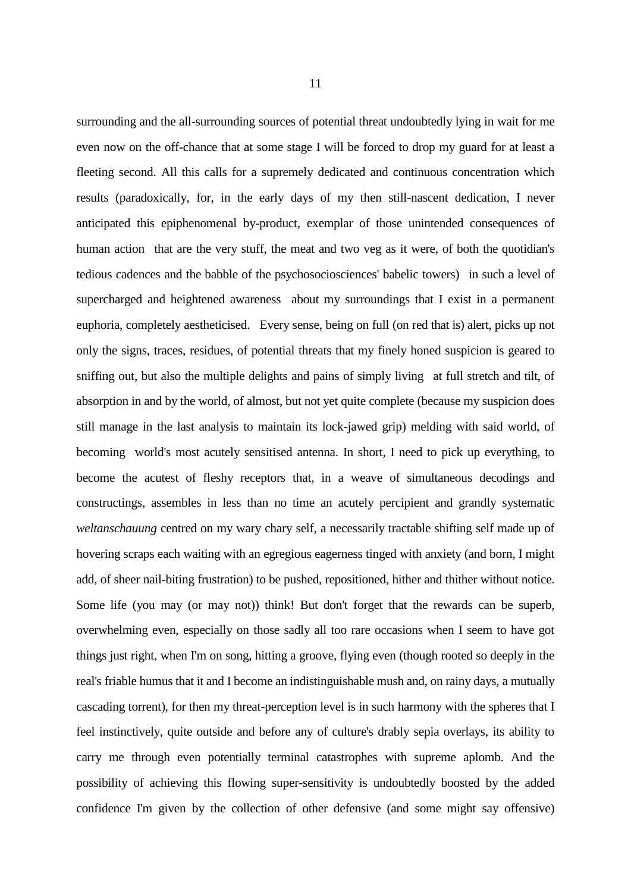surrounding and the all-surrounding sources of potential threat undoubtedly lying in wait for me even now on the off-chance that at some stage I will be forced to drop my guard for at least a fleeting second. All this calls for a supremely dedicated and continuous concentration which results (paradoxically, for, in the early days of my then still-nascent dedication, I never anticipated this epiphenomenal by-product, exemplar of those unintended consequences of human action that are the very stuff, the meat and two veg as it were, of both the quotidian's tedious cadences and the babble of the psychosociosciences' babelic towers) in such a level of supercharged and heightened awareness about my surroundings that I exist in a permanent euphoria, completely aestheticised. Every sense, being on full (on red that is) alert, picks up not only the signs, traces, residues, of potential threats that my finely honed suspicion is geared to sniffing out, but also the multiple delights and pains of simply living at full stretch and tilt, of absorption in and by the world, of almost, but not yet quite complete (because my suspicion does still manage in the last analysis to maintain its lock-jawed grip) melding with said world, of becoming world's most acutely sensitised antenna. In short, I need to pick up everything, to become the acutest of fleshy receptors that, in a weave of simultaneous decodings and constructings, assembles in less than no time an acutely percipient and grandly systematic *weltanschauung* centred on my wary chary self, a necessarily tractable shifting self made up of hovering scraps each waiting with an egregious eagerness tinged with anxiety (and born, I might add, of sheer nail-biting frustration) to be pushed, repositioned, hither and thither without notice. Some life (you may (or may not)) think! But don't forget that the rewards can be superb, overwhelming even, especially on those sadly all too rare occasions when I seem to have got things just right, when I'm on song, hitting a groove, flying even (though rooted so deeply in the real's friable humus that it and I become an indistinguishable mush and, on rainy days, a mutually cascading torrent), for then my threat-perception level is in such harmony with the spheres that I feel instinctively, quite outside and before any of culture's drably sepia overlays, its ability to carry me through even potentially terminal catastrophes with supreme aplomb. And the possibility of achieving this flowing super-sensitivity is undoubtedly boosted by the added confidence I'm given by the collection of other defensive (and some might say offensive)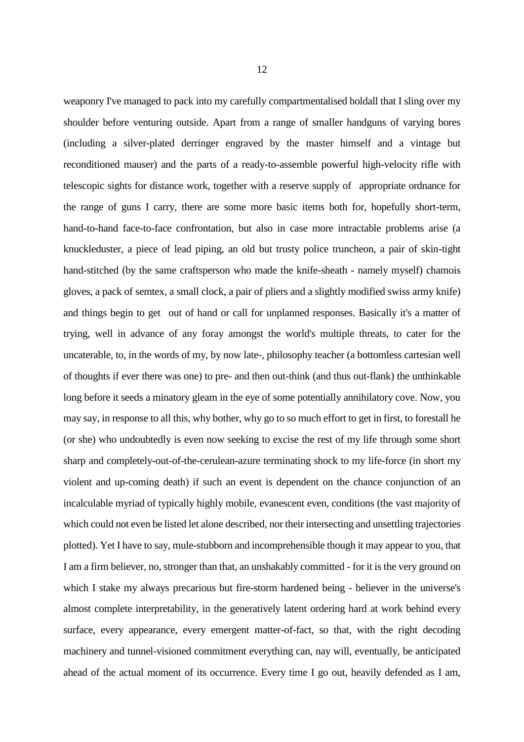weaponry I've managed to pack into my carefully compartmentalised holdall that I sling over my shoulder before venturing outside. Apart from a range of smaller handguns of varying bores (including a silver-plated derringer engraved by the master himself and a vintage but reconditioned mauser) and the parts of a ready-to-assemble powerful high-velocity rifle with telescopic sights for distance work, together with a reserve supply of appropriate ordnance for the range of guns I carry, there are some more basic items both for, hopefully short-term, hand-to-hand face-to-face confrontation, but also in case more intractable problems arise (a knuckleduster, a piece of lead piping, an old but trusty police truncheon, a pair of skin-tight hand-stitched (by the same craftsperson who made the knife-sheath - namely myself) chamois gloves, a pack of semtex, a small clock, a pair of pliers and a slightly modified swiss army knife) and things begin to get out of hand or call for unplanned responses. Basically it's a matter of trying, well in advance of any foray amongst the world's multiple threats, to cater for the uncaterable, to, in the words of my, by now late-, philosophy teacher (a bottomless cartesian well of thoughts if ever there was one) to pre- and then out-think (and thus out-flank) the unthinkable long before it seeds a minatory gleam in the eye of some potentially annihilatory cove. Now, you may say, in response to all this, why bother, why go to so much effort to get in first, to forestall he (or she) who undoubtedly is even now seeking to excise the rest of my life through some short sharp and completely-out-of-the-cerulean-azure terminating shock to my life-force (in short my violent and up-coming death) if such an event is dependent on the chance conjunction of an incalculable myriad of typically highly mobile, evanescent even, conditions (the vast majority of which could not even be listed let alone described, nor their intersecting and unsettling trajectories plotted). Yet I have to say, mule-stubborn and incomprehensible though it may appear to you, that I am a firm believer, no, stronger than that, an unshakably committed - for it is the very ground on which I stake my always precarious but fire-storm hardened being - believer in the universe's almost complete interpretability, in the generatively latent ordering hard at work behind every surface, every appearance, every emergent matter-of-fact, so that, with the right decoding machinery and tunnel-visioned commitment everything can, nay will, eventually, be anticipated ahead of the actual moment of its occurrence. Every time I go out, heavily defended as I am,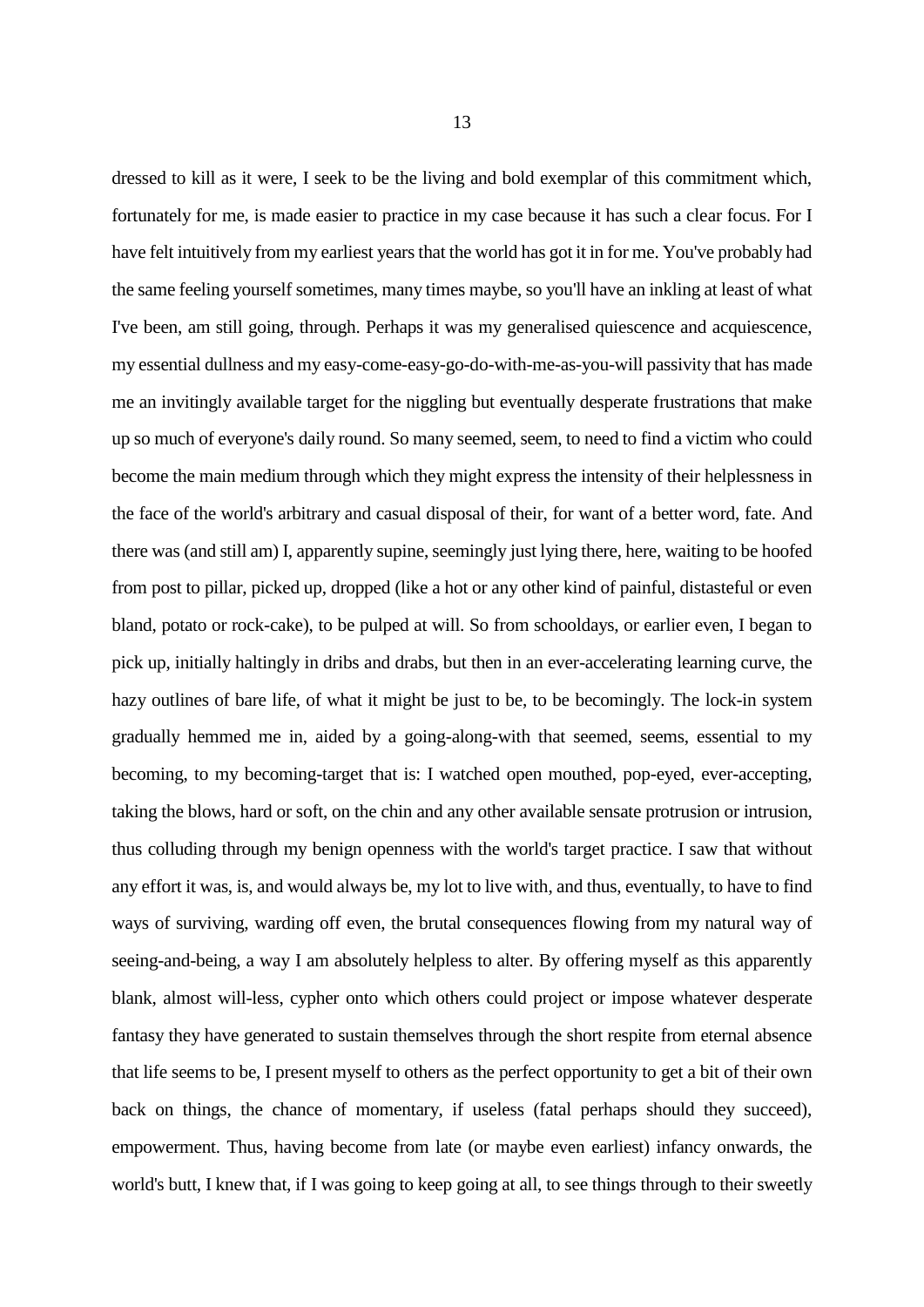dressed to kill as it were, I seek to be the living and bold exemplar of this commitment which, fortunately for me, is made easier to practice in my case because it has such a clear focus. For I have felt intuitively from my earliest years that the world has got it in for me. You've probably had the same feeling yourself sometimes, many times maybe, so you'll have an inkling at least of what I've been, am still going, through. Perhaps it was my generalised quiescence and acquiescence, my essential dullness and my easy-come-easy-go-do-with-me-as-you-will passivity that has made me an invitingly available target for the niggling but eventually desperate frustrations that make up so much of everyone's daily round. So many seemed, seem, to need to find a victim who could become the main medium through which they might express the intensity of their helplessness in the face of the world's arbitrary and casual disposal of their, for want of a better word, fate. And there was (and still am) I, apparently supine, seemingly just lying there, here, waiting to be hoofed from post to pillar, picked up, dropped (like a hot or any other kind of painful, distasteful or even bland, potato or rock-cake), to be pulped at will. So from schooldays, or earlier even, I began to pick up, initially haltingly in dribs and drabs, but then in an ever-accelerating learning curve, the hazy outlines of bare life, of what it might be just to be, to be becomingly. The lock-in system gradually hemmed me in, aided by a going-along-with that seemed, seems, essential to my becoming, to my becoming-target that is: I watched open mouthed, pop-eyed, ever-accepting, taking the blows, hard or soft, on the chin and any other available sensate protrusion or intrusion, thus colluding through my benign openness with the world's target practice. I saw that without any effort it was, is, and would always be, my lot to live with, and thus, eventually, to have to find ways of surviving, warding off even, the brutal consequences flowing from my natural way of seeing-and-being, a way I am absolutely helpless to alter. By offering myself as this apparently blank, almost will-less, cypher onto which others could project or impose whatever desperate fantasy they have generated to sustain themselves through the short respite from eternal absence that life seems to be, I present myself to others as the perfect opportunity to get a bit of their own back on things, the chance of momentary, if useless (fatal perhaps should they succeed), empowerment. Thus, having become from late (or maybe even earliest) infancy onwards, the world's butt, I knew that, if I was going to keep going at all, to see things through to their sweetly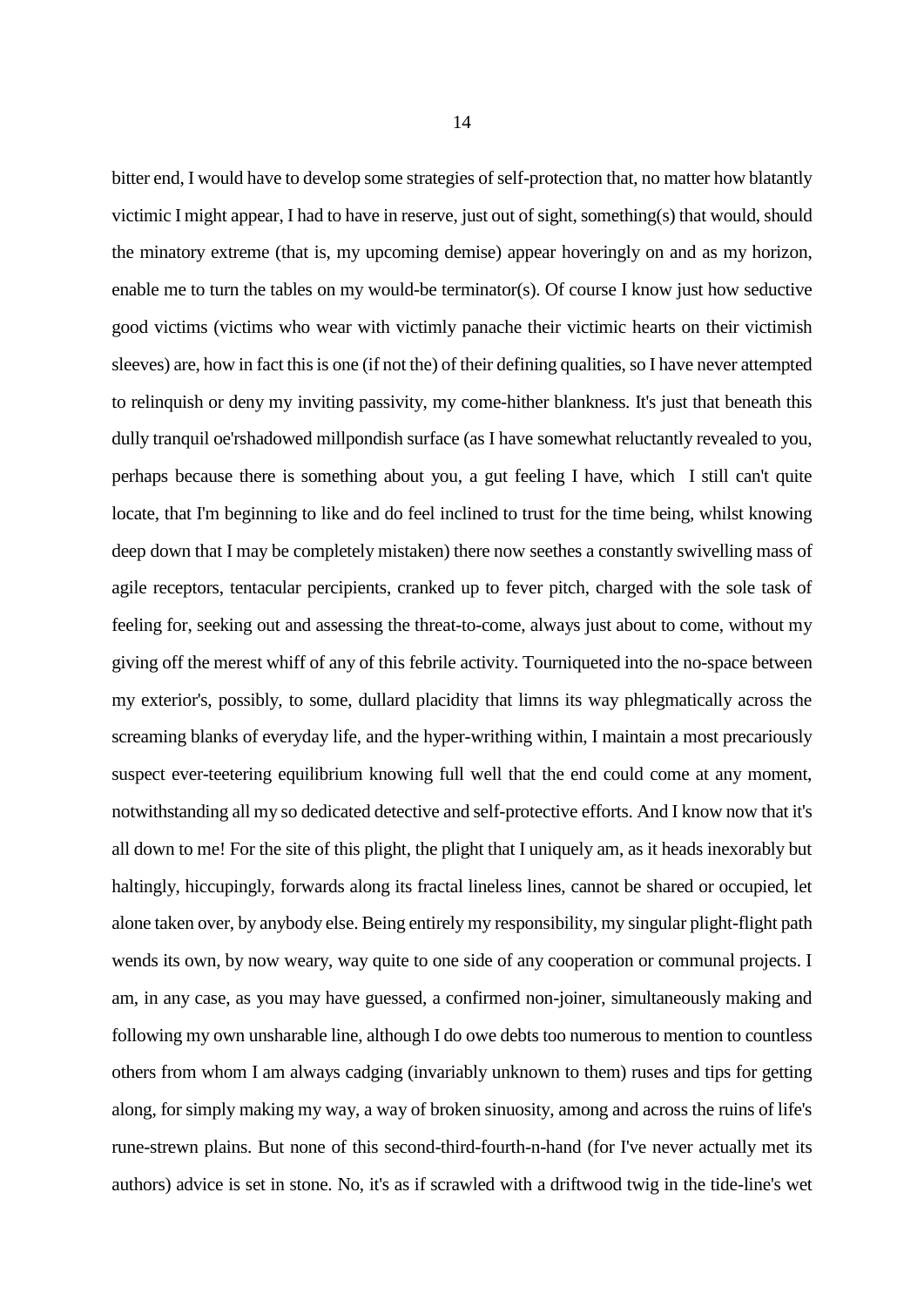bitter end, I would have to develop some strategies of self-protection that, no matter how blatantly victimic I might appear, I had to have in reserve, just out of sight, something(s) that would, should the minatory extreme (that is, my upcoming demise) appear hoveringly on and as my horizon, enable me to turn the tables on my would-be terminator(s). Of course I know just how seductive good victims (victims who wear with victimly panache their victimic hearts on their victimish sleeves) are, how in fact this is one (if not the) of their defining qualities, so I have never attempted to relinquish or deny my inviting passivity, my come-hither blankness. It's just that beneath this dully tranquil oe'rshadowed millpondish surface (as I have somewhat reluctantly revealed to you, perhaps because there is something about you, a gut feeling I have, which I still can't quite locate, that I'm beginning to like and do feel inclined to trust for the time being, whilst knowing deep down that I may be completely mistaken) there now seethes a constantly swivelling mass of agile receptors, tentacular percipients, cranked up to fever pitch, charged with the sole task of feeling for, seeking out and assessing the threat-to-come, always just about to come, without my giving off the merest whiff of any of this febrile activity. Tourniqueted into the no-space between my exterior's, possibly, to some, dullard placidity that limns its way phlegmatically across the screaming blanks of everyday life, and the hyper-writhing within, I maintain a most precariously suspect ever-teetering equilibrium knowing full well that the end could come at any moment, notwithstanding all my so dedicated detective and self-protective efforts. And I know now that it's all down to me! For the site of this plight, the plight that I uniquely am, as it heads inexorably but haltingly, hiccupingly, forwards along its fractal lineless lines, cannot be shared or occupied, let alone taken over, by anybody else. Being entirely my responsibility, my singular plight-flight path wends its own, by now weary, way quite to one side of any cooperation or communal projects. I am, in any case, as you may have guessed, a confirmed non-joiner, simultaneously making and following my own unsharable line, although I do owe debts too numerous to mention to countless others from whom I am always cadging (invariably unknown to them) ruses and tips for getting along, for simply making my way, a way of broken sinuosity, among and across the ruins of life's rune-strewn plains. But none of this second-third-fourth-n-hand (for I've never actually met its authors) advice is set in stone. No, it's as if scrawled with a driftwood twig in the tide-line's wet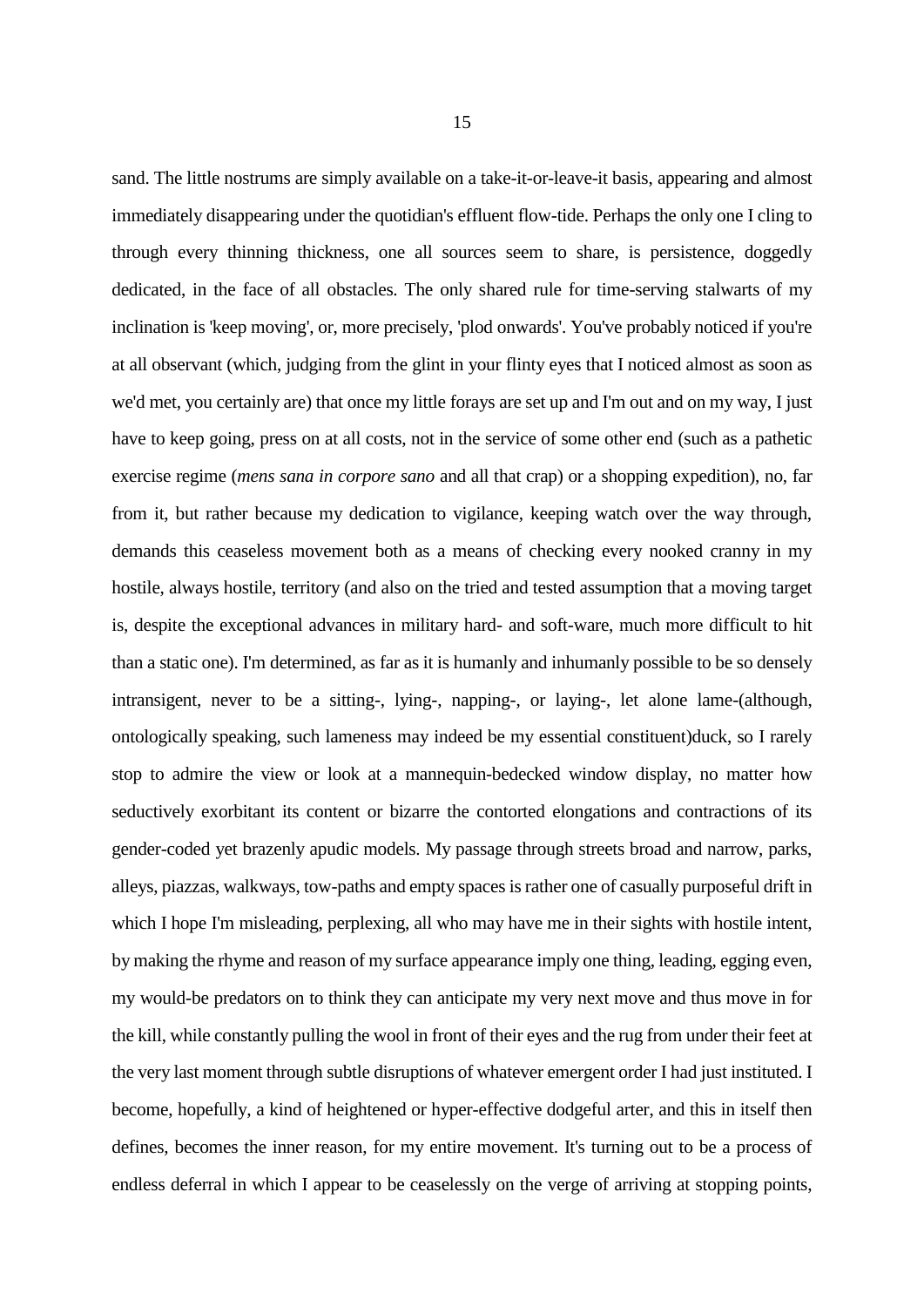sand. The little nostrums are simply available on a take-it-or-leave-it basis, appearing and almost immediately disappearing under the quotidian's effluent flow-tide. Perhaps the only one I cling to through every thinning thickness, one all sources seem to share, is persistence, doggedly dedicated, in the face of all obstacles. The only shared rule for time-serving stalwarts of my inclination is 'keep moving', or, more precisely, 'plod onwards'. You've probably noticed if you're at all observant (which, judging from the glint in your flinty eyes that I noticed almost as soon as we'd met, you certainly are) that once my little forays are set up and I'm out and on my way, I just have to keep going, press on at all costs, not in the service of some other end (such as a pathetic exercise regime (*mens sana in corpore sano* and all that crap) or a shopping expedition), no, far from it, but rather because my dedication to vigilance, keeping watch over the way through, demands this ceaseless movement both as a means of checking every nooked cranny in my hostile, always hostile, territory (and also on the tried and tested assumption that a moving target is, despite the exceptional advances in military hard- and soft-ware, much more difficult to hit than a static one). I'm determined, as far as it is humanly and inhumanly possible to be so densely intransigent, never to be a sitting-, lying-, napping-, or laying-, let alone lame-(although, ontologically speaking, such lameness may indeed be my essential constituent)duck, so I rarely stop to admire the view or look at a mannequin-bedecked window display, no matter how seductively exorbitant its content or bizarre the contorted elongations and contractions of its gender-coded yet brazenly apudic models. My passage through streets broad and narrow, parks, alleys, piazzas, walkways, tow-paths and empty spaces is rather one of casually purposeful drift in which I hope I'm misleading, perplexing, all who may have me in their sights with hostile intent, by making the rhyme and reason of my surface appearance imply one thing, leading, egging even, my would-be predators on to think they can anticipate my very next move and thus move in for the kill, while constantly pulling the wool in front of their eyes and the rug from under their feet at the very last moment through subtle disruptions of whatever emergent order I had just instituted. I become, hopefully, a kind of heightened or hyper-effective dodgeful arter, and this in itself then defines, becomes the inner reason, for my entire movement. It's turning out to be a process of endless deferral in which I appear to be ceaselessly on the verge of arriving at stopping points,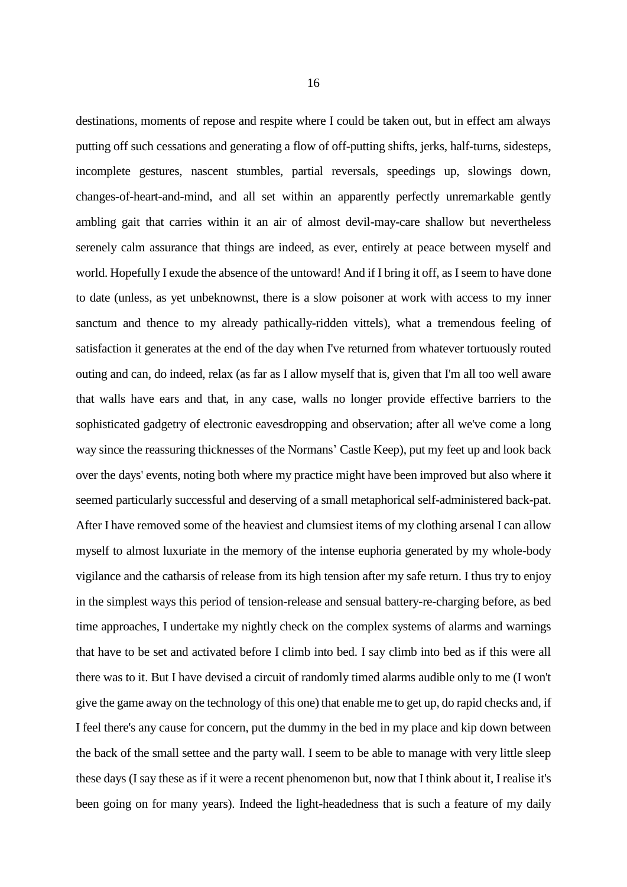destinations, moments of repose and respite where I could be taken out, but in effect am always putting off such cessations and generating a flow of off-putting shifts, jerks, half-turns, sidesteps, incomplete gestures, nascent stumbles, partial reversals, speedings up, slowings down, changes-of-heart-and-mind, and all set within an apparently perfectly unremarkable gently ambling gait that carries within it an air of almost devil-may-care shallow but nevertheless serenely calm assurance that things are indeed, as ever, entirely at peace between myself and world. Hopefully I exude the absence of the untoward! And if I bring it off, as I seem to have done to date (unless, as yet unbeknownst, there is a slow poisoner at work with access to my inner sanctum and thence to my already pathically-ridden vittels), what a tremendous feeling of satisfaction it generates at the end of the day when I've returned from whatever tortuously routed outing and can, do indeed, relax (as far as I allow myself that is, given that I'm all too well aware that walls have ears and that, in any case, walls no longer provide effective barriers to the sophisticated gadgetry of electronic eavesdropping and observation; after all we've come a long way since the reassuring thicknesses of the Normans' Castle Keep), put my feet up and look back over the days' events, noting both where my practice might have been improved but also where it seemed particularly successful and deserving of a small metaphorical self-administered back-pat. After I have removed some of the heaviest and clumsiest items of my clothing arsenal I can allow myself to almost luxuriate in the memory of the intense euphoria generated by my whole-body vigilance and the catharsis of release from its high tension after my safe return. I thus try to enjoy in the simplest ways this period of tension-release and sensual battery-re-charging before, as bed time approaches, I undertake my nightly check on the complex systems of alarms and warnings that have to be set and activated before I climb into bed. I say climb into bed as if this were all there was to it. But I have devised a circuit of randomly timed alarms audible only to me (I won't give the game away on the technology of this one) that enable me to get up, do rapid checks and, if I feel there's any cause for concern, put the dummy in the bed in my place and kip down between the back of the small settee and the party wall. I seem to be able to manage with very little sleep these days (I say these as if it were a recent phenomenon but, now that I think about it, I realise it's been going on for many years). Indeed the light-headedness that is such a feature of my daily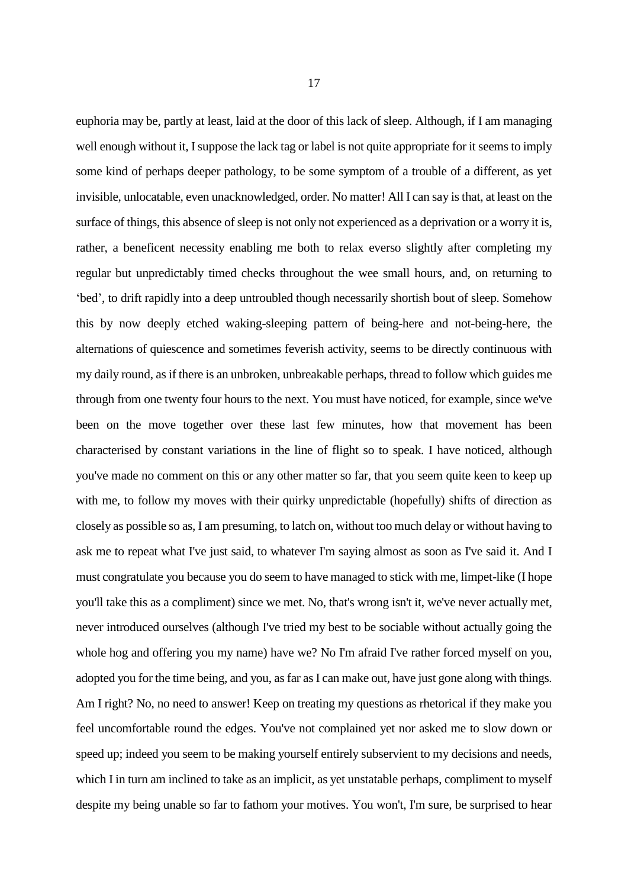euphoria may be, partly at least, laid at the door of this lack of sleep. Although, if I am managing well enough without it, I suppose the lack tag or label is not quite appropriate for it seems to imply some kind of perhaps deeper pathology, to be some symptom of a trouble of a different, as yet invisible, unlocatable, even unacknowledged, order. No matter! All I can say is that, at least on the surface of things, this absence of sleep is not only not experienced as a deprivation or a worry it is, rather, a beneficent necessity enabling me both to relax everso slightly after completing my regular but unpredictably timed checks throughout the wee small hours, and, on returning to 'bed', to drift rapidly into a deep untroubled though necessarily shortish bout of sleep. Somehow this by now deeply etched waking-sleeping pattern of being-here and not-being-here, the alternations of quiescence and sometimes feverish activity, seems to be directly continuous with my daily round, as if there is an unbroken, unbreakable perhaps, thread to follow which guides me through from one twenty four hours to the next. You must have noticed, for example, since we've been on the move together over these last few minutes, how that movement has been characterised by constant variations in the line of flight so to speak. I have noticed, although you've made no comment on this or any other matter so far, that you seem quite keen to keep up with me, to follow my moves with their quirky unpredictable (hopefully) shifts of direction as closely as possible so as, I am presuming, to latch on, without too much delay or without having to ask me to repeat what I've just said, to whatever I'm saying almost as soon as I've said it. And I must congratulate you because you do seem to have managed to stick with me, limpet-like (I hope you'll take this as a compliment) since we met. No, that's wrong isn't it, we've never actually met, never introduced ourselves (although I've tried my best to be sociable without actually going the whole hog and offering you my name) have we? No I'm afraid I've rather forced myself on you, adopted you for the time being, and you, as far as I can make out, have just gone along with things. Am I right? No, no need to answer! Keep on treating my questions as rhetorical if they make you feel uncomfortable round the edges. You've not complained yet nor asked me to slow down or speed up; indeed you seem to be making yourself entirely subservient to my decisions and needs, which I in turn am inclined to take as an implicit, as yet unstatable perhaps, compliment to myself despite my being unable so far to fathom your motives. You won't, I'm sure, be surprised to hear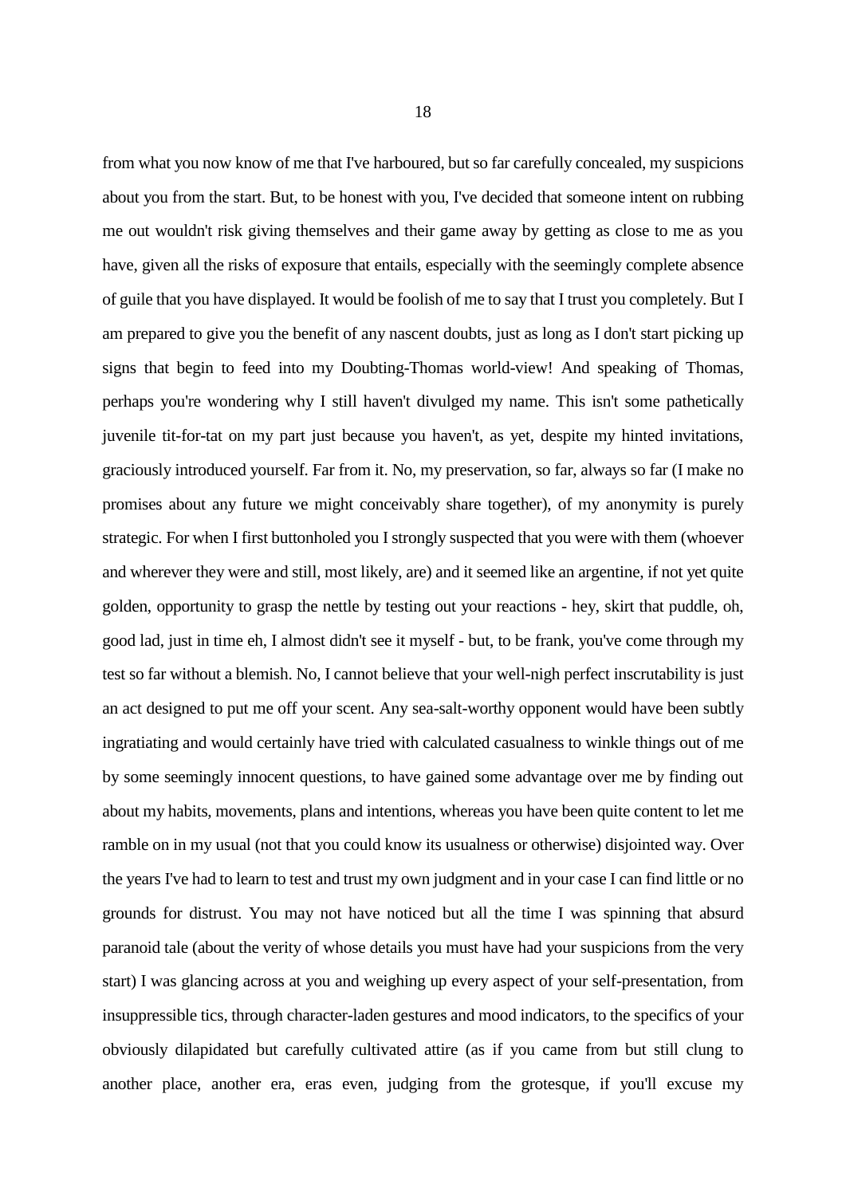from what you now know of me that I've harboured, but so far carefully concealed, my suspicions about you from the start. But, to be honest with you, I've decided that someone intent on rubbing me out wouldn't risk giving themselves and their game away by getting as close to me as you have, given all the risks of exposure that entails, especially with the seemingly complete absence of guile that you have displayed. It would be foolish of me to say that I trust you completely. But I am prepared to give you the benefit of any nascent doubts, just as long as I don't start picking up signs that begin to feed into my Doubting-Thomas world-view! And speaking of Thomas, perhaps you're wondering why I still haven't divulged my name. This isn't some pathetically juvenile tit-for-tat on my part just because you haven't, as yet, despite my hinted invitations, graciously introduced yourself. Far from it. No, my preservation, so far, always so far (I make no promises about any future we might conceivably share together), of my anonymity is purely strategic. For when I first buttonholed you I strongly suspected that you were with them (whoever and wherever they were and still, most likely, are) and it seemed like an argentine, if not yet quite golden, opportunity to grasp the nettle by testing out your reactions - hey, skirt that puddle, oh, good lad, just in time eh, I almost didn't see it myself - but, to be frank, you've come through my test so far without a blemish. No, I cannot believe that your well-nigh perfect inscrutability is just an act designed to put me off your scent. Any sea-salt-worthy opponent would have been subtly ingratiating and would certainly have tried with calculated casualness to winkle things out of me by some seemingly innocent questions, to have gained some advantage over me by finding out about my habits, movements, plans and intentions, whereas you have been quite content to let me ramble on in my usual (not that you could know its usualness or otherwise) disjointed way. Over the years I've had to learn to test and trust my own judgment and in your case I can find little or no grounds for distrust. You may not have noticed but all the time I was spinning that absurd paranoid tale (about the verity of whose details you must have had your suspicions from the very start) I was glancing across at you and weighing up every aspect of your self-presentation, from insuppressible tics, through character-laden gestures and mood indicators, to the specifics of your obviously dilapidated but carefully cultivated attire (as if you came from but still clung to another place, another era, eras even, judging from the grotesque, if you'll excuse my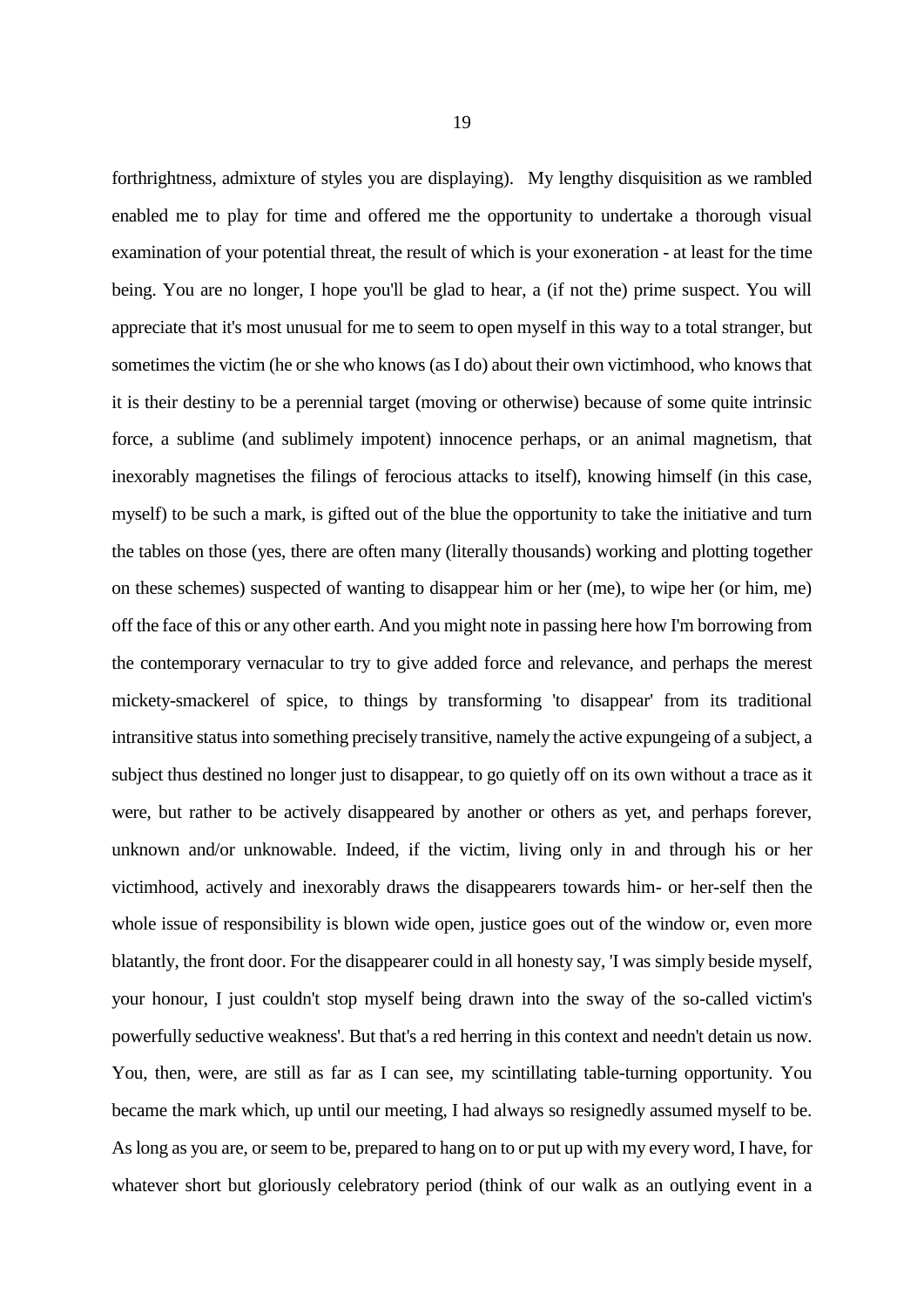forthrightness, admixture of styles you are displaying). My lengthy disquisition as we rambled enabled me to play for time and offered me the opportunity to undertake a thorough visual examination of your potential threat, the result of which is your exoneration - at least for the time being. You are no longer, I hope you'll be glad to hear, a (if not the) prime suspect. You will appreciate that it's most unusual for me to seem to open myself in this way to a total stranger, but sometimes the victim (he or she who knows (as I do) about their own victimhood, who knows that it is their destiny to be a perennial target (moving or otherwise) because of some quite intrinsic force, a sublime (and sublimely impotent) innocence perhaps, or an animal magnetism, that inexorably magnetises the filings of ferocious attacks to itself), knowing himself (in this case, myself) to be such a mark, is gifted out of the blue the opportunity to take the initiative and turn the tables on those (yes, there are often many (literally thousands) working and plotting together on these schemes) suspected of wanting to disappear him or her (me), to wipe her (or him, me) off the face of this or any other earth. And you might note in passing here how I'm borrowing from the contemporary vernacular to try to give added force and relevance, and perhaps the merest mickety-smackerel of spice, to things by transforming 'to disappear' from its traditional intransitive status into something precisely transitive, namely the active expungeing of a subject, a subject thus destined no longer just to disappear, to go quietly off on its own without a trace as it were, but rather to be actively disappeared by another or others as yet, and perhaps forever, unknown and/or unknowable. Indeed, if the victim, living only in and through his or her victimhood, actively and inexorably draws the disappearers towards him- or her-self then the whole issue of responsibility is blown wide open, justice goes out of the window or, even more blatantly, the front door. For the disappearer could in all honesty say, 'I was simply beside myself, your honour, I just couldn't stop myself being drawn into the sway of the so-called victim's powerfully seductive weakness'. But that's a red herring in this context and needn't detain us now. You, then, were, are still as far as I can see, my scintillating table-turning opportunity. You became the mark which, up until our meeting, I had always so resignedly assumed myself to be. As long as you are, or seem to be, prepared to hang on to or put up with my every word, I have, for whatever short but gloriously celebratory period (think of our walk as an outlying event in a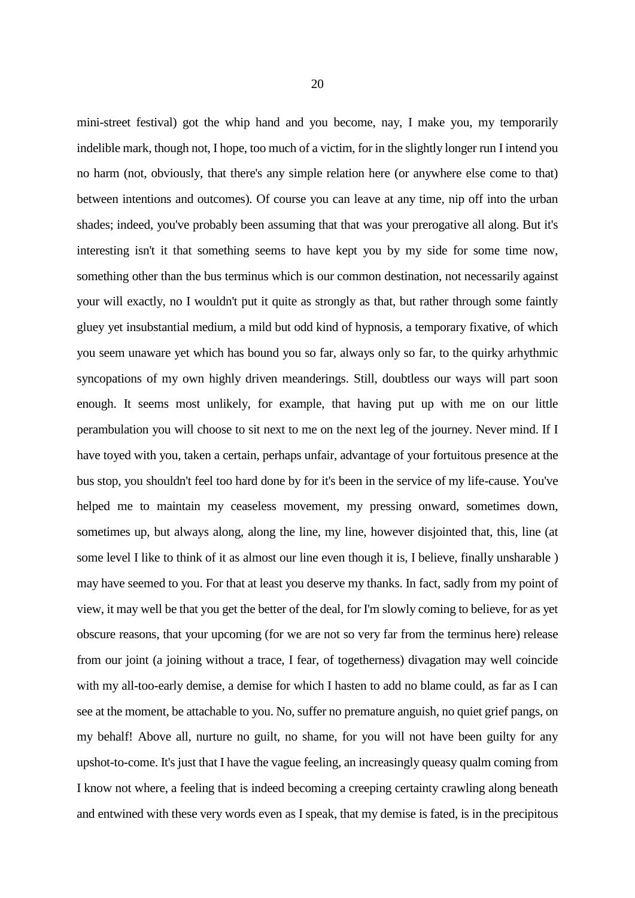mini-street festival) got the whip hand and you become, nay, I make you, my temporarily indelible mark, though not, I hope, too much of a victim, for in the slightly longer run I intend you no harm (not, obviously, that there's any simple relation here (or anywhere else come to that) between intentions and outcomes). Of course you can leave at any time, nip off into the urban shades; indeed, you've probably been assuming that that was your prerogative all along. But it's interesting isn't it that something seems to have kept you by my side for some time now, something other than the bus terminus which is our common destination, not necessarily against your will exactly, no I wouldn't put it quite as strongly as that, but rather through some faintly gluey yet insubstantial medium, a mild but odd kind of hypnosis, a temporary fixative, of which you seem unaware yet which has bound you so far, always only so far, to the quirky arhythmic syncopations of my own highly driven meanderings. Still, doubtless our ways will part soon enough. It seems most unlikely, for example, that having put up with me on our little perambulation you will choose to sit next to me on the next leg of the journey. Never mind. If I have toyed with you, taken a certain, perhaps unfair, advantage of your fortuitous presence at the bus stop, you shouldn't feel too hard done by for it's been in the service of my life-cause. You've helped me to maintain my ceaseless movement, my pressing onward, sometimes down, sometimes up, but always along, along the line, my line, however disjointed that, this, line (at some level I like to think of it as almost our line even though it is, I believe, finally unsharable ) may have seemed to you. For that at least you deserve my thanks. In fact, sadly from my point of view, it may well be that you get the better of the deal, for I'm slowly coming to believe, for as yet obscure reasons, that your upcoming (for we are not so very far from the terminus here) release from our joint (a joining without a trace, I fear, of togetherness) divagation may well coincide with my all-too-early demise, a demise for which I hasten to add no blame could, as far as I can see at the moment, be attachable to you. No, suffer no premature anguish, no quiet grief pangs, on my behalf! Above all, nurture no guilt, no shame, for you will not have been guilty for any upshot-to-come. It's just that I have the vague feeling, an increasingly queasy qualm coming from I know not where, a feeling that is indeed becoming a creeping certainty crawling along beneath and entwined with these very words even as I speak, that my demise is fated, is in the precipitous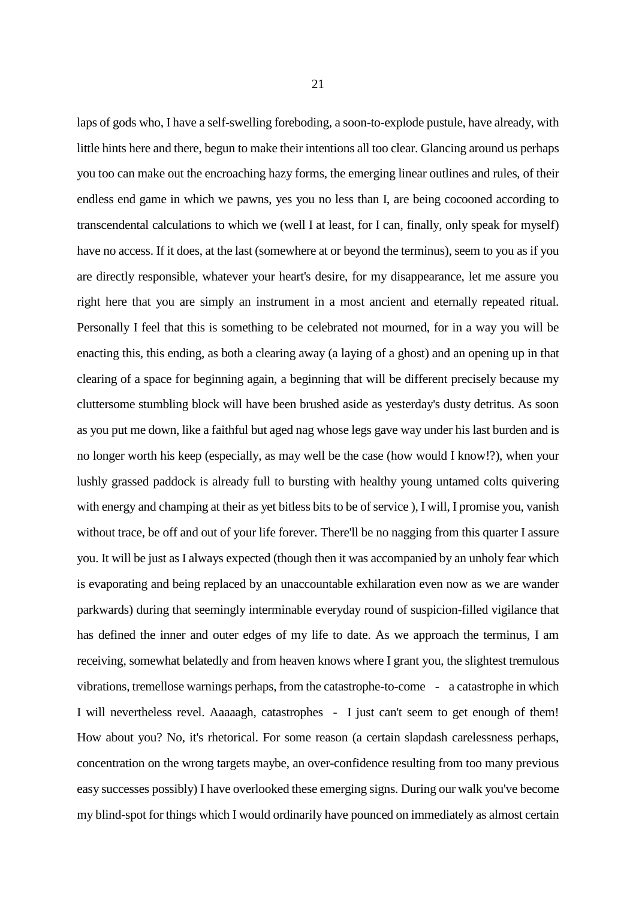laps of gods who, I have a self-swelling foreboding, a soon-to-explode pustule, have already, with little hints here and there, begun to make their intentions all too clear. Glancing around us perhaps you too can make out the encroaching hazy forms, the emerging linear outlines and rules, of their endless end game in which we pawns, yes you no less than I, are being cocooned according to transcendental calculations to which we (well I at least, for I can, finally, only speak for myself) have no access. If it does, at the last (somewhere at or beyond the terminus), seem to you as if you are directly responsible, whatever your heart's desire, for my disappearance, let me assure you right here that you are simply an instrument in a most ancient and eternally repeated ritual. Personally I feel that this is something to be celebrated not mourned, for in a way you will be enacting this, this ending, as both a clearing away (a laying of a ghost) and an opening up in that clearing of a space for beginning again, a beginning that will be different precisely because my cluttersome stumbling block will have been brushed aside as yesterday's dusty detritus. As soon as you put me down, like a faithful but aged nag whose legs gave way under his last burden and is no longer worth his keep (especially, as may well be the case (how would I know!?), when your lushly grassed paddock is already full to bursting with healthy young untamed colts quivering with energy and champing at their as yet bitless bits to be of service ), I will, I promise you, vanish without trace, be off and out of your life forever. There'll be no nagging from this quarter I assure you. It will be just as I always expected (though then it was accompanied by an unholy fear which is evaporating and being replaced by an unaccountable exhilaration even now as we are wander parkwards) during that seemingly interminable everyday round of suspicion-filled vigilance that has defined the inner and outer edges of my life to date. As we approach the terminus, I am receiving, somewhat belatedly and from heaven knows where I grant you, the slightest tremulous vibrations, tremellose warnings perhaps, from the catastrophe-to-come - a catastrophe in which I will nevertheless revel. Aaaaagh, catastrophes - I just can't seem to get enough of them! How about you? No, it's rhetorical. For some reason (a certain slapdash carelessness perhaps, concentration on the wrong targets maybe, an over-confidence resulting from too many previous easy successes possibly) I have overlooked these emerging signs. During our walk you've become my blind-spot for things which I would ordinarily have pounced on immediately as almost certain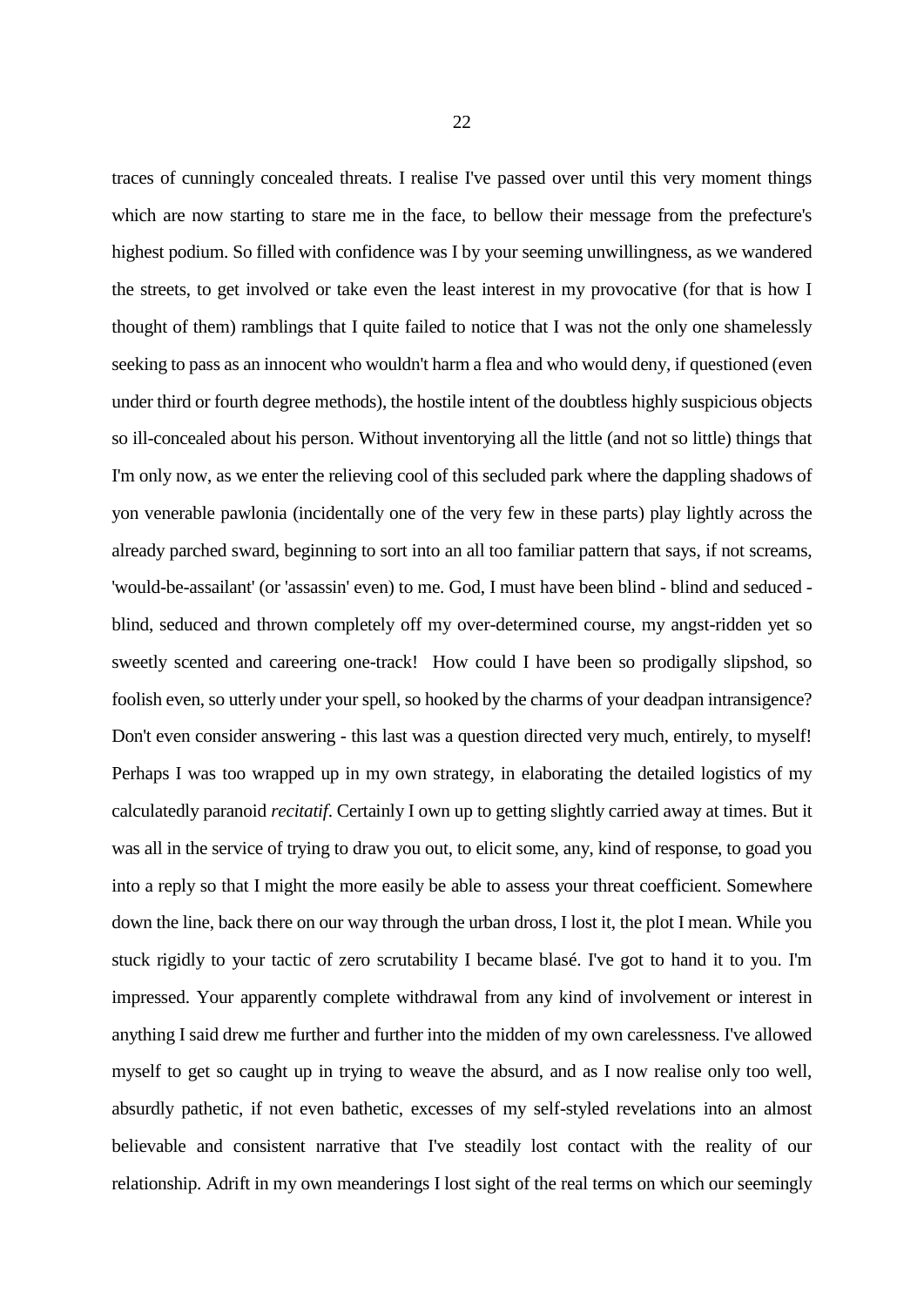traces of cunningly concealed threats. I realise I've passed over until this very moment things which are now starting to stare me in the face, to bellow their message from the prefecture's highest podium. So filled with confidence was I by your seeming unwillingness, as we wandered the streets, to get involved or take even the least interest in my provocative (for that is how I thought of them) ramblings that I quite failed to notice that I was not the only one shamelessly seeking to pass as an innocent who wouldn't harm a flea and who would deny, if questioned (even under third or fourth degree methods), the hostile intent of the doubtless highly suspicious objects so ill-concealed about his person. Without inventorying all the little (and not so little) things that I'm only now, as we enter the relieving cool of this secluded park where the dappling shadows of yon venerable pawlonia (incidentally one of the very few in these parts) play lightly across the already parched sward, beginning to sort into an all too familiar pattern that says, if not screams, 'would-be-assailant' (or 'assassin' even) to me. God, I must have been blind - blind and seduced - blind, seduced and thrown completely off my over-determined course, my angst-ridden yet so sweetly scented and careering one-track! How could I have been so prodigally slipshod, so foolish even, so utterly under your spell, so hooked by the charms of your deadpan intransigence? Don't even consider answering - this last was a question directed very much, entirely, to myself! Perhaps I was too wrapped up in my own strategy, in elaborating the detailed logistics of my calculatedly paranoid *recitatif*. Certainly I own up to getting slightly carried away at times. But it was all in the service of trying to draw you out, to elicit some, any, kind of response, to goad you into a reply so that I might the more easily be able to assess your threat coefficient. Somewhere down the line, back there on our way through the urban dross, I lost it, the plot I mean. While you stuck rigidly to your tactic of zero scrutability I became blasé. I've got to hand it to you. I'm impressed. Your apparently complete withdrawal from any kind of involvement or interest in anything I said drew me further and further into the midden of my own carelessness. I've allowed myself to get so caught up in trying to weave the absurd, and as I now realise only too well, absurdly pathetic, if not even bathetic, excesses of my self-styled revelations into an almost believable and consistent narrative that I've steadily lost contact with the reality of our relationship. Adrift in my own meanderings I lost sight of the real terms on which our seemingly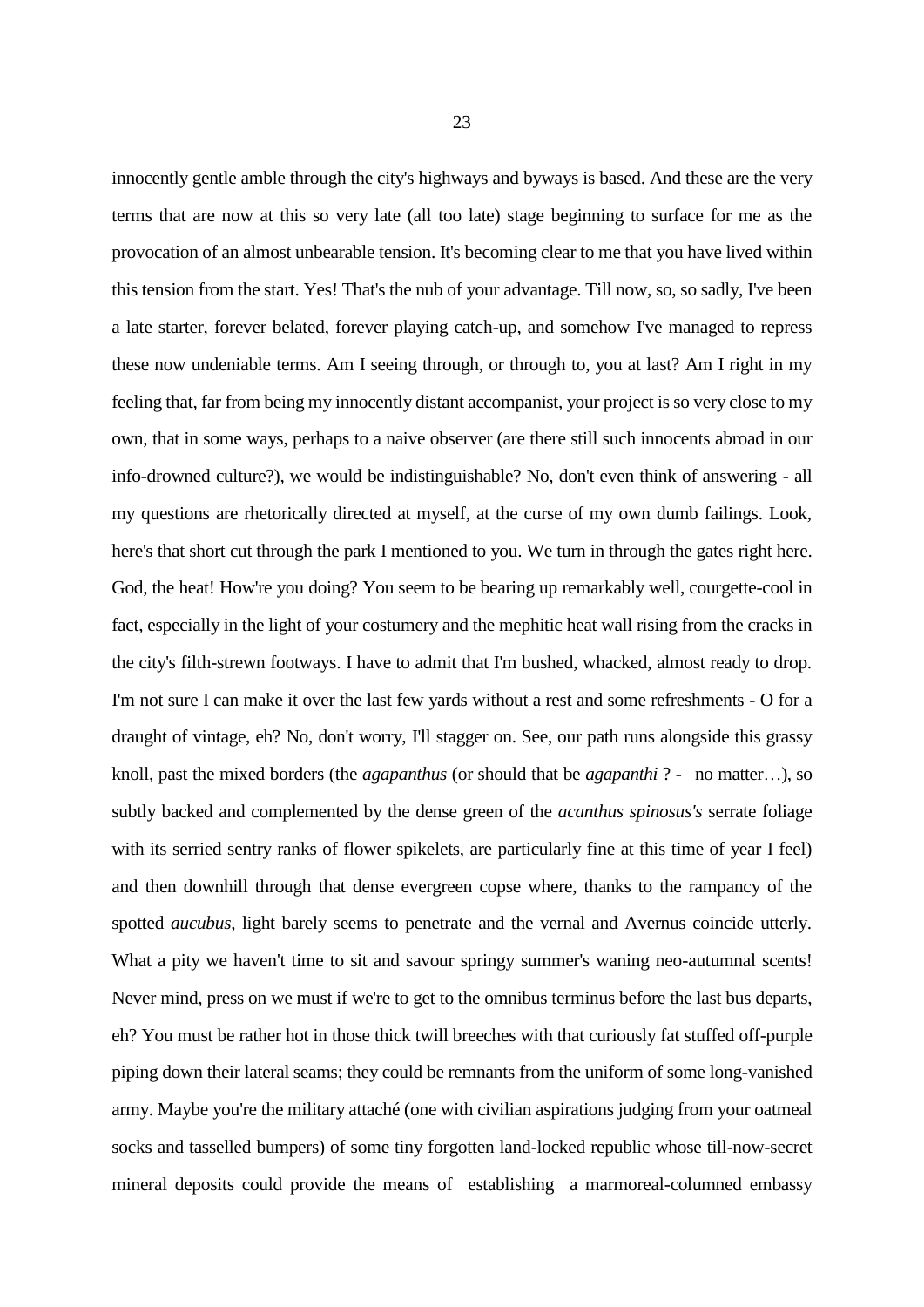innocently gentle amble through the city's highways and byways is based. And these are the very terms that are now at this so very late (all too late) stage beginning to surface for me as the provocation of an almost unbearable tension. It's becoming clear to me that you have lived within this tension from the start. Yes! That's the nub of your advantage. Till now, so, so sadly, I've been a late starter, forever belated, forever playing catch-up, and somehow I've managed to repress these now undeniable terms. Am I seeing through, or through to, you at last? Am I right in my feeling that, far from being my innocently distant accompanist, your project is so very close to my own, that in some ways, perhaps to a naive observer (are there still such innocents abroad in our info-drowned culture?), we would be indistinguishable? No, don't even think of answering - all my questions are rhetorically directed at myself, at the curse of my own dumb failings. Look, here's that short cut through the park I mentioned to you. We turn in through the gates right here. God, the heat! How're you doing? You seem to be bearing up remarkably well, courgette-cool in fact, especially in the light of your costumery and the mephitic heat wall rising from the cracks in the city's filth-strewn footways. I have to admit that I'm bushed, whacked, almost ready to drop. I'm not sure I can make it over the last few yards without a rest and some refreshments - O for a draught of vintage, eh? No, don't worry, I'll stagger on. See, our path runs alongside this grassy knoll, past the mixed borders (the *agapanthus* (or should that be *agapanthi* ? - no matter…), so subtly backed and complemented by the dense green of the *acanthus spinosus's* serrate foliage with its serried sentry ranks of flower spikelets, are particularly fine at this time of year I feel) and then downhill through that dense evergreen copse where, thanks to the rampancy of the spotted *aucubus*, light barely seems to penetrate and the vernal and Avernus coincide utterly. What a pity we haven't time to sit and savour springy summer's waning neo-autumnal scents! Never mind, press on we must if we're to get to the omnibus terminus before the last bus departs, eh? You must be rather hot in those thick twill breeches with that curiously fat stuffed off-purple piping down their lateral seams; they could be remnants from the uniform of some long-vanished army. Maybe you're the military attaché (one with civilian aspirations judging from your oatmeal socks and tasselled bumpers) of some tiny forgotten land-locked republic whose till-now-secret mineral deposits could provide the means of establishing a marmoreal-columned embassy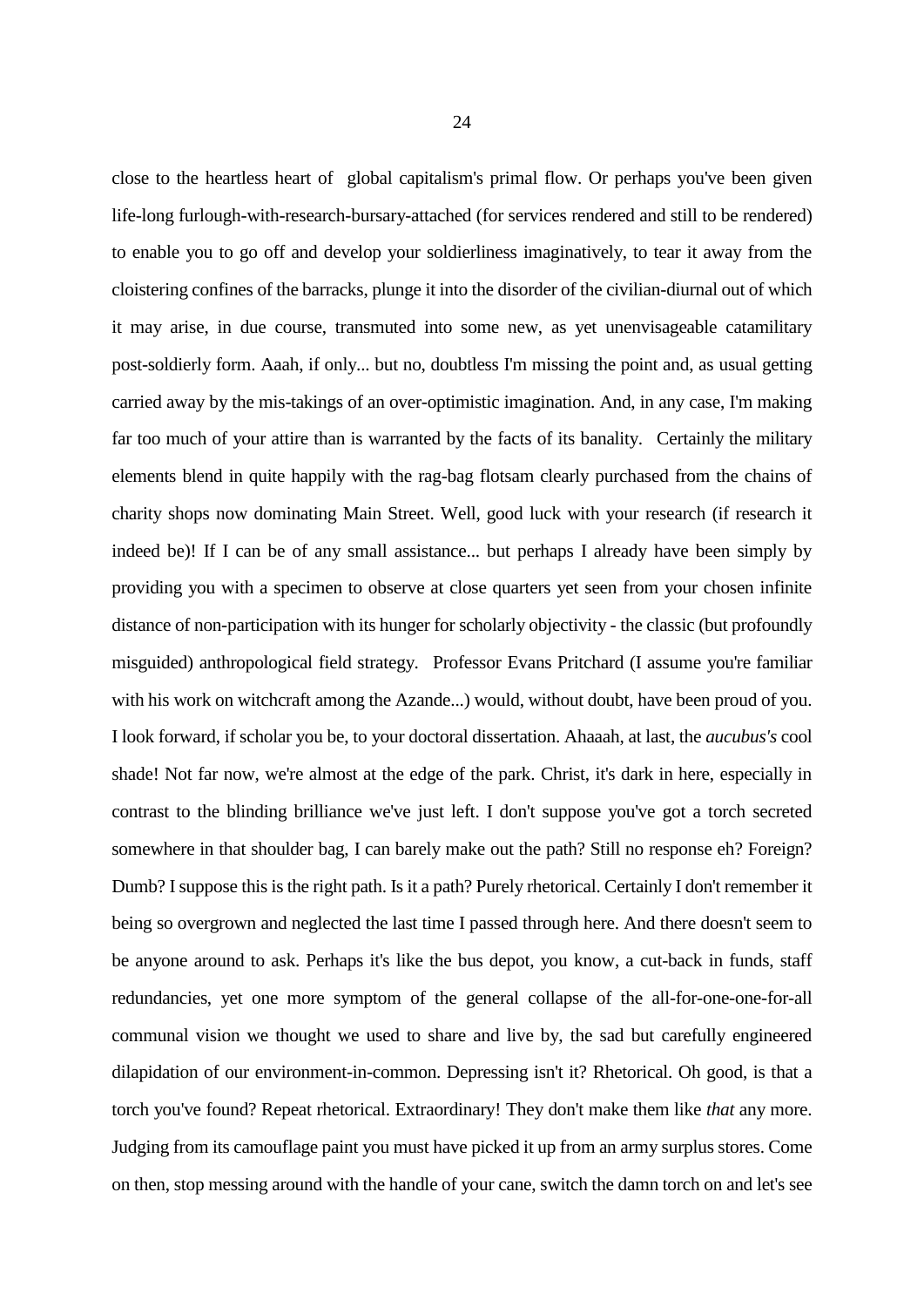close to the heartless heart of global capitalism's primal flow. Or perhaps you've been given life-long furlough-with-research-bursary-attached (for services rendered and still to be rendered) to enable you to go off and develop your soldierliness imaginatively, to tear it away from the cloistering confines of the barracks, plunge it into the disorder of the civilian-diurnal out of which it may arise, in due course, transmuted into some new, as yet unenvisageable catamilitary post-soldierly form. Aaah, if only... but no, doubtless I'm missing the point and, as usual getting carried away by the mis-takings of an over-optimistic imagination. And, in any case, I'm making far too much of your attire than is warranted by the facts of its banality. Certainly the military elements blend in quite happily with the rag-bag flotsam clearly purchased from the chains of charity shops now dominating Main Street. Well, good luck with your research (if research it indeed be)! If I can be of any small assistance... but perhaps I already have been simply by providing you with a specimen to observe at close quarters yet seen from your chosen infinite distance of non-participation with its hunger for scholarly objectivity - the classic (but profoundly misguided) anthropological field strategy. Professor Evans Pritchard (I assume you're familiar with his work on witchcraft among the Azande...) would, without doubt, have been proud of you. I look forward, if scholar you be, to your doctoral dissertation. Ahaaah, at last, the *aucubus's* cool shade! Not far now, we're almost at the edge of the park. Christ, it's dark in here, especially in contrast to the blinding brilliance we've just left. I don't suppose you've got a torch secreted somewhere in that shoulder bag, I can barely make out the path? Still no response eh? Foreign? Dumb? I suppose this is the right path. Is it a path? Purely rhetorical. Certainly I don't remember it being so overgrown and neglected the last time I passed through here. And there doesn't seem to be anyone around to ask. Perhaps it's like the bus depot, you know, a cut-back in funds, staff redundancies, yet one more symptom of the general collapse of the all-for-one-one-for-all communal vision we thought we used to share and live by, the sad but carefully engineered dilapidation of our environment-in-common. Depressing isn't it? Rhetorical. Oh good, is that a torch you've found? Repeat rhetorical. Extraordinary! They don't make them like *that* any more. Judging from its camouflage paint you must have picked it up from an army surplus stores. Come on then, stop messing around with the handle of your cane, switch the damn torch on and let's see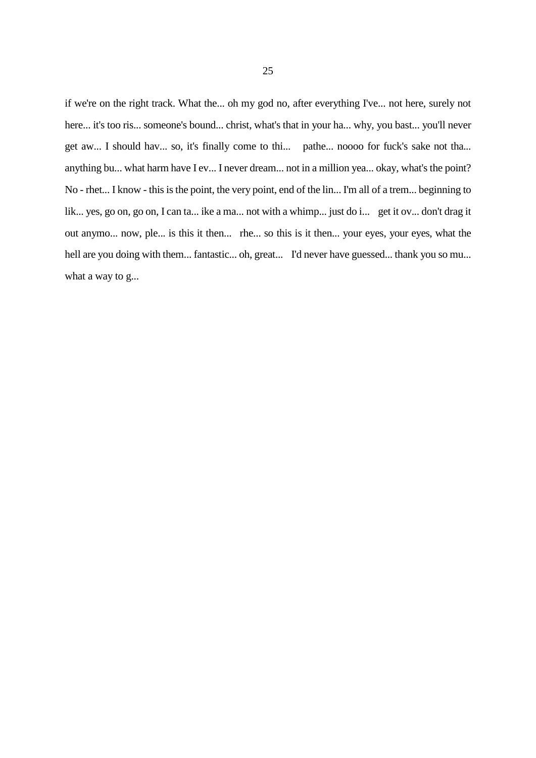if we're on the right track. What the... oh my god no, after everything I've... not here, surely not here... it's too ris... someone's bound... christ, what's that in your ha... why, you bast... you'll never get aw... I should hav... so, it's finally come to thi... pathe... noooo for fuck's sake not tha... anything bu... what harm have I ev... I never dream... not in a million yea... okay, what's the point? No - rhet... I know - this is the point, the very point, end of the lin... I'm all of a trem... beginning to lik... yes, go on, go on, I can ta... ike a ma... not with a whimp... just do i... get it ov... don't drag it out anymo... now, ple... is this it then... rhe... so this is it then... your eyes, your eyes, what the hell are you doing with them... fantastic... oh, great... I'd never have guessed... thank you so mu... what a way to g...